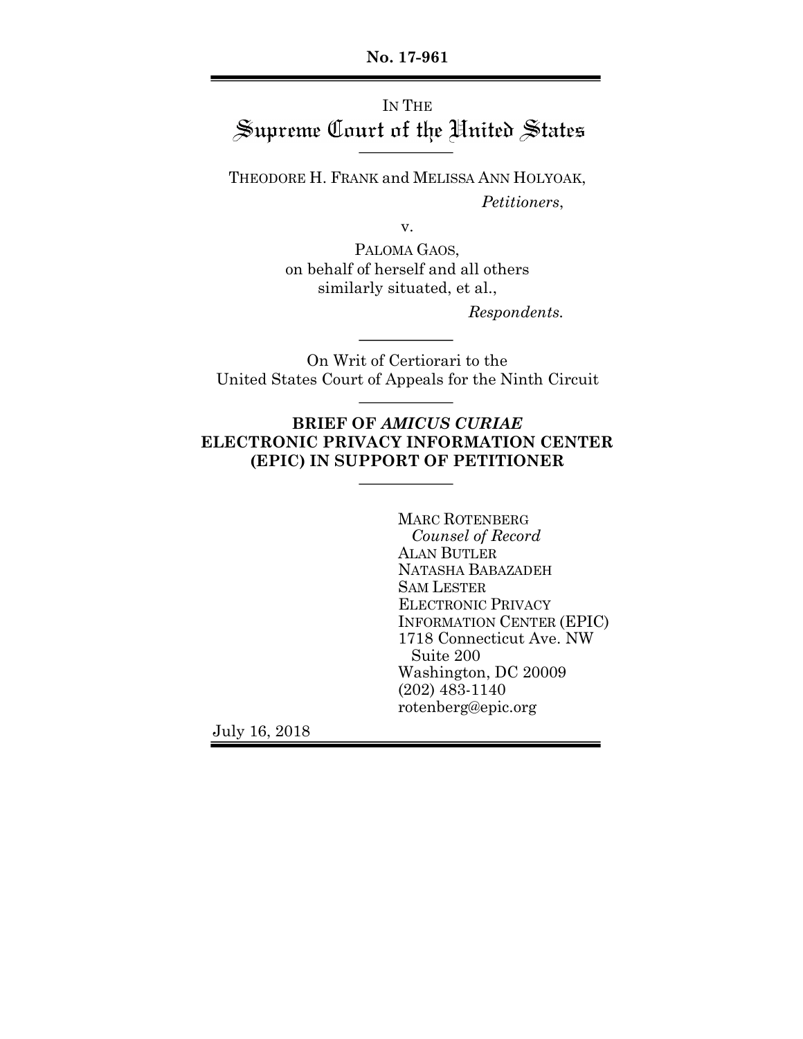**No. 17-961**

IN THE
# Supreme Court of the United States

THEODORE H. FRANK and MELISSA ANN HOLYOAK,

*Petitioners*,

v.

PALOMA GAOS,
on behalf of herself and all others
similarly situated, et al.,

*Respondents.*

On Writ of Certiorari to the
United States Court of Appeals for the Ninth Circuit

## BRIEF OF *AMICUS CURIAE* ELECTRONIC PRIVACY INFORMATION CENTER (EPIC) IN SUPPORT OF PETITIONER

MARC ROTENBERG
*Counsel of Record*
ALAN BUTLER
NATASHA BABAZADEH
SAM LESTER
ELECTRONIC PRIVACY
INFORMATION CENTER (EPIC)
1718 Connecticut Ave. NW
Suite 200
Washington, DC 20009
(202) 483-1140
rotenberg@epic.org

July 16, 2018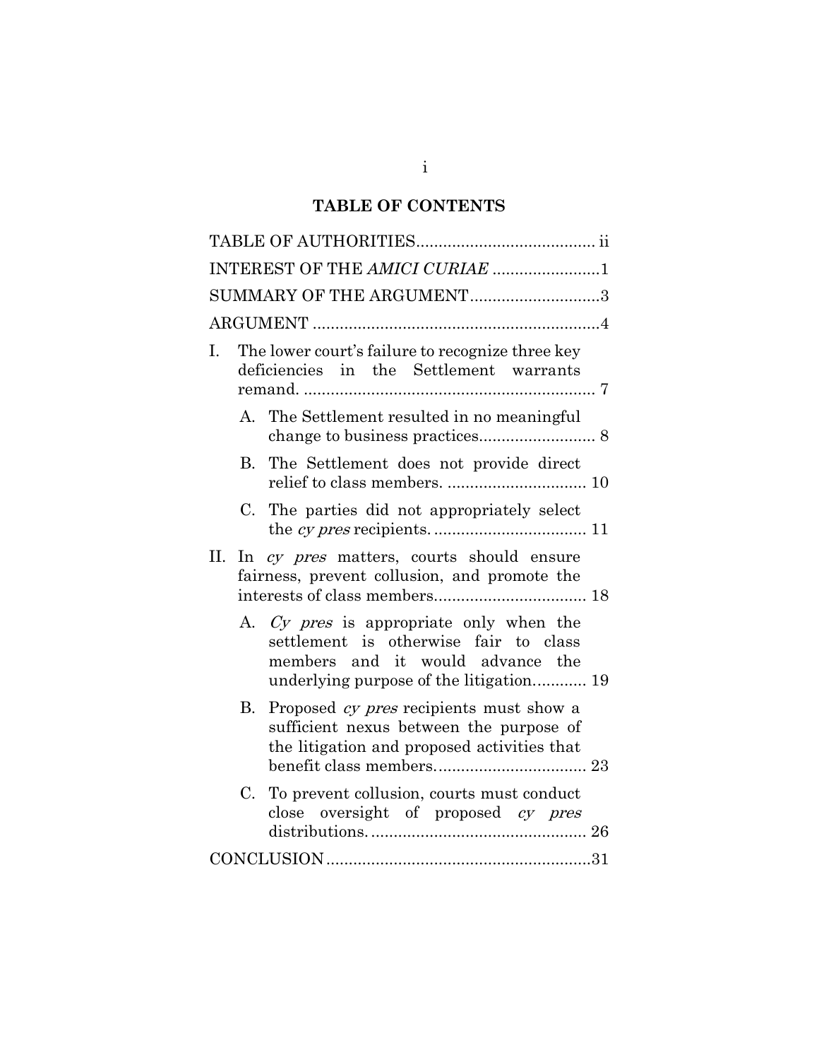## TABLE OF CONTENTS

TABLE OF AUTHORITIES........................................ ii

INTEREST OF THE *AMICI CURIAE* ........................1

SUMMARY OF THE ARGUMENT.............................3

ARGUMENT ................................................................4

I. The lower court's failure to recognize three key deficiencies in the Settlement warrants remand. ................................................................. 7

   A. The Settlement resulted in no meaningful change to business practices.......................... 8

   B. The Settlement does not provide direct relief to class members. ............................... 10

   C. The parties did not appropriately select the *cy pres* recipients. .................................. 11

II. In *cy pres* matters, courts should ensure fairness, prevent collusion, and promote the interests of class members.................................. 18

   A. *Cy pres* is appropriate only when the settlement is otherwise fair to class members and it would advance the underlying purpose of the litigation............ 19

   B. Proposed *cy pres* recipients must show a sufficient nexus between the purpose of the litigation and proposed activities that benefit class members................................. 23

   C. To prevent collusion, courts must conduct close oversight of proposed *cy pres* distributions. ................................................ 26

CONCLUSION...........................................................31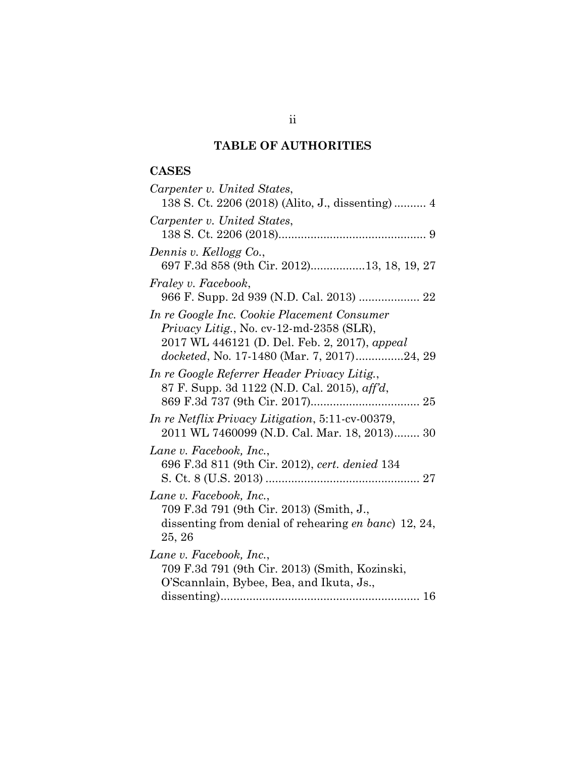## TABLE OF AUTHORITIES

### CASES

*Carpenter v. United States*,
138 S. Ct. 2206 (2018) (Alito, J., dissenting) .......... 4

*Carpenter v. United States*,
138 S. Ct. 2206 (2018)............................................. 9

*Dennis v. Kellogg Co.*,
697 F.3d 858 (9th Cir. 2012).................13, 18, 19, 27

*Fraley v. Facebook*,
966 F. Supp. 2d 939 (N.D. Cal. 2013) ................... 22

*In re Google Inc. Cookie Placement Consumer Privacy Litig.*, No. cv-12-md-2358 (SLR),
2017 WL 446121 (D. Del. Feb. 2, 2017), *appeal docketed*, No. 17-1480 (Mar. 7, 2017)...............24, 29

*In re Google Referrer Header Privacy Litig.*,
87 F. Supp. 3d 1122 (N.D. Cal. 2015), *aff'd*,
869 F.3d 737 (9th Cir. 2017).................................. 25

*In re Netflix Privacy Litigation*, 5:11-cv-00379,
2011 WL 7460099 (N.D. Cal. Mar. 18, 2013)........ 30

*Lane v. Facebook, Inc.*,
696 F.3d 811 (9th Cir. 2012), *cert. denied* 134
S. Ct. 8 (U.S. 2013) ................................................ 27

*Lane v. Facebook, Inc.*,
709 F.3d 791 (9th Cir. 2013) (Smith, J.,
dissenting from denial of rehearing *en banc*) 12, 24, 25, 26

*Lane v. Facebook, Inc.*,
709 F.3d 791 (9th Cir. 2013) (Smith, Kozinski,
O'Scannlain, Bybee, Bea, and Ikuta, Js.,
dissenting)............................................................. 16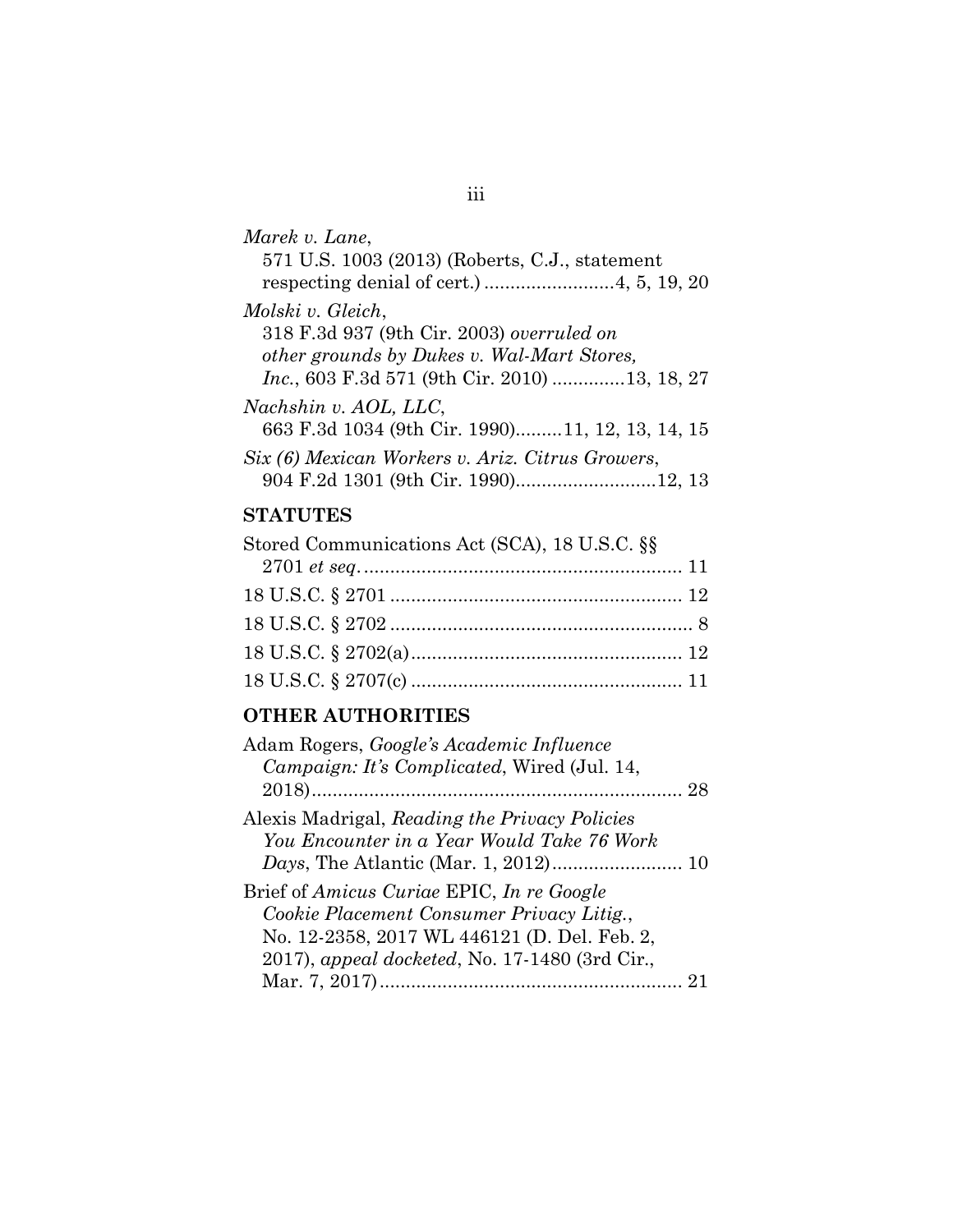*Marek v. Lane*,
571 U.S. 1003 (2013) (Roberts, C.J., statement respecting denial of cert.) .........................4, 5, 19, 20

*Molski v. Gleich*,
318 F.3d 937 (9th Cir. 2003) *overruled on other grounds by Dukes v. Wal-Mart Stores, Inc.*, 603 F.3d 571 (9th Cir. 2010) .............13, 18, 27

*Nachshin v. AOL, LLC*,
663 F.3d 1034 (9th Cir. 1990).........11, 12, 13, 14, 15

*Six (6) Mexican Workers v. Ariz. Citrus Growers*,
904 F.2d 1301 (9th Cir. 1990)...........................12, 13

## STATUTES

Stored Communications Act (SCA), 18 U.S.C. §§ 2701 *et seq*. ............................................................. 11

18 U.S.C. § 2701 ....................................................... 12

18 U.S.C. § 2702 ......................................................... 8

18 U.S.C. § 2702(a).................................................... 12

18 U.S.C. § 2707(c) .................................................... 11

## OTHER AUTHORITIES

Adam Rogers, *Google's Academic Influence Campaign: It's Complicated*, Wired (Jul. 14, 2018)....................................................................... 28

Alexis Madrigal, *Reading the Privacy Policies You Encounter in a Year Would Take 76 Work Days*, The Atlantic (Mar. 1, 2012)......................... 10

Brief of *Amicus Curiae* EPIC, *In re Google Cookie Placement Consumer Privacy Litig.*, No. 12-2358, 2017 WL 446121 (D. Del. Feb. 2, 2017), *appeal docketed*, No. 17-1480 (3rd Cir., Mar. 7, 2017).......................................................... 21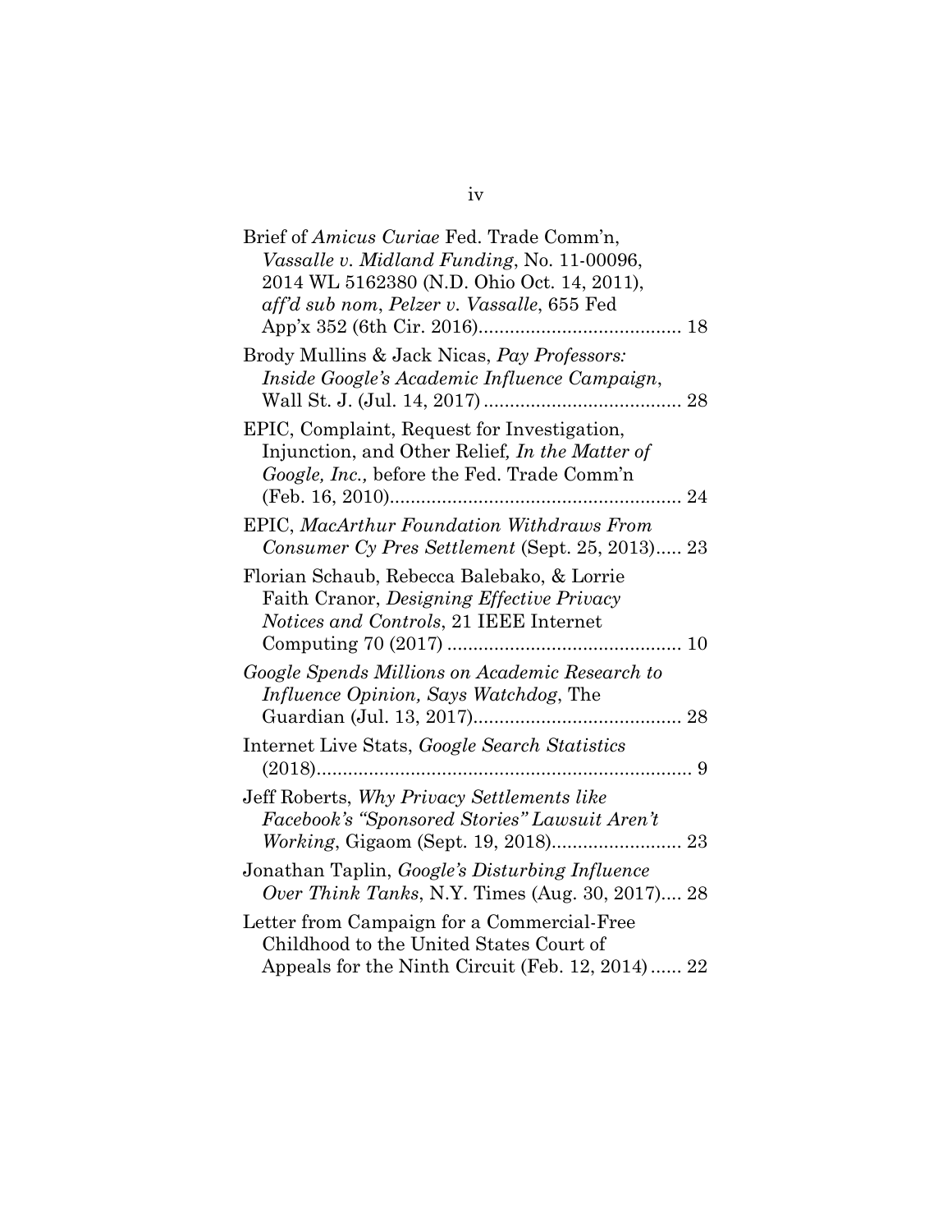Brief of *Amicus Curiae* Fed. Trade Comm'n, *Vassalle v. Midland Funding*, No. 11-00096, 2014 WL 5162380 (N.D. Ohio Oct. 14, 2011), *aff'd sub nom*, *Pelzer v. Vassalle*, 655 Fed App'x 352 (6th Cir. 2016)....................................... 18

Brody Mullins & Jack Nicas, *Pay Professors: Inside Google's Academic Influence Campaign*, Wall St. J. (Jul. 14, 2017)....................................... 28

EPIC, Complaint, Request for Investigation, Injunction, and Other Relief*, In the Matter of Google, Inc.,* before the Fed. Trade Comm'n (Feb. 16, 2010)........................................................ 24

EPIC, *MacArthur Foundation Withdraws From Consumer Cy Pres Settlement* (Sept. 25, 2013)..... 23

Florian Schaub, Rebecca Balebako, & Lorrie Faith Cranor, *Designing Effective Privacy Notices and Controls*, 21 IEEE Internet Computing 70 (2017) ............................................. 10

*Google Spends Millions on Academic Research to Influence Opinion, Says Watchdog*, The Guardian (Jul. 13, 2017)........................................ 28

Internet Live Stats, *Google Search Statistics* (2018)........................................................................ 9

Jeff Roberts, *Why Privacy Settlements like Facebook's "Sponsored Stories" Lawsuit Aren't Working*, Gigaom (Sept. 19, 2018)......................... 23

Jonathan Taplin, *Google's Disturbing Influence Over Think Tanks*, N.Y. Times (Aug. 30, 2017).... 28

Letter from Campaign for a Commercial-Free Childhood to the United States Court of Appeals for the Ninth Circuit (Feb. 12, 2014)...... 22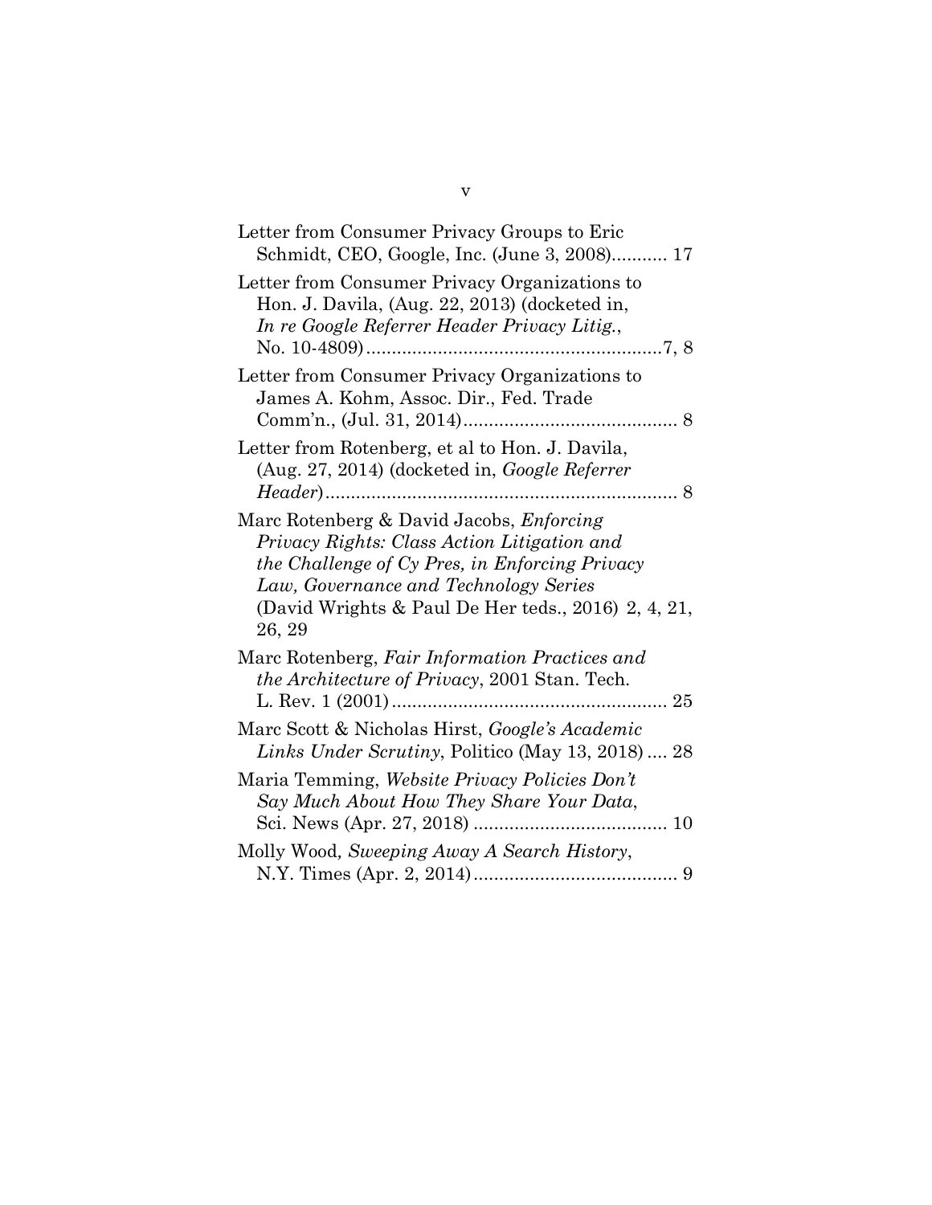Letter from Consumer Privacy Groups to Eric Schmidt, CEO, Google, Inc. (June 3, 2008)........... 17

Letter from Consumer Privacy Organizations to Hon. J. Davila, (Aug. 22, 2013) (docketed in, *In re Google Referrer Header Privacy Litig.*, No. 10-4809)..........................................................7, 8

Letter from Consumer Privacy Organizations to James A. Kohm, Assoc. Dir., Fed. Trade Comm'n., (Jul. 31, 2014).......................................... 8

Letter from Rotenberg, et al to Hon. J. Davila, (Aug. 27, 2014) (docketed in, *Google Referrer Header*)..................................................................... 8

Marc Rotenberg & David Jacobs, *Enforcing Privacy Rights: Class Action Litigation and the Challenge of Cy Pres, in Enforcing Privacy Law, Governance and Technology Series* (David Wrights & Paul De Her teds., 2016) 2, 4, 21, 26, 29

Marc Rotenberg, *Fair Information Practices and the Architecture of Privacy*, 2001 Stan. Tech. L. Rev. 1 (2001)...................................................... 25

Marc Scott & Nicholas Hirst, *Google's Academic Links Under Scrutiny*, Politico (May 13, 2018) .... 28

Maria Temming, *Website Privacy Policies Don't Say Much About How They Share Your Data*, Sci. News (Apr. 27, 2018) ...................................... 10

Molly Wood*, Sweeping Away A Search History*, N.Y. Times (Apr. 2, 2014)........................................ 9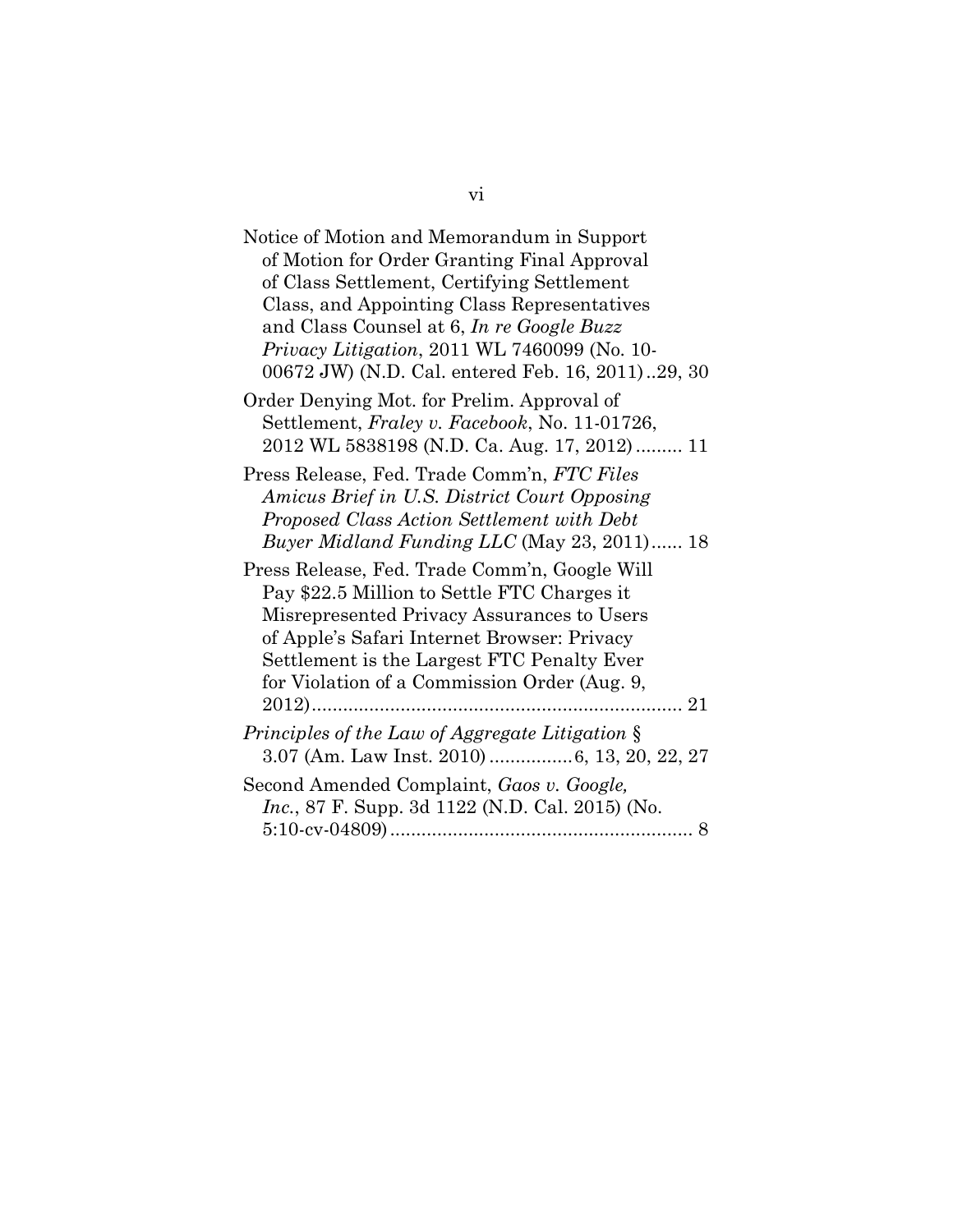Notice of Motion and Memorandum in Support of Motion for Order Granting Final Approval of Class Settlement, Certifying Settlement Class, and Appointing Class Representatives and Class Counsel at 6, *In re Google Buzz Privacy Litigation*, 2011 WL 7460099 (No. 10-00672 JW) (N.D. Cal. entered Feb. 16, 2011) ..29, 30

Order Denying Mot. for Prelim. Approval of Settlement, *Fraley v. Facebook*, No. 11-01726, 2012 WL 5838198 (N.D. Ca. Aug. 17, 2012) ......... 11

Press Release, Fed. Trade Comm'n, *FTC Files Amicus Brief in U.S. District Court Opposing Proposed Class Action Settlement with Debt Buyer Midland Funding LLC* (May 23, 2011)...... 18

Press Release, Fed. Trade Comm'n, Google Will Pay $22.5 Million to Settle FTC Charges it Misrepresented Privacy Assurances to Users of Apple's Safari Internet Browser: Privacy Settlement is the Largest FTC Penalty Ever for Violation of a Commission Order (Aug. 9, 2012)....................................................................... 21

*Principles of the Law of Aggregate Litigation* § 3.07 (Am. Law Inst. 2010) ................6, 13, 20, 22, 27

Second Amended Complaint, *Gaos v. Google, Inc.*, 87 F. Supp. 3d 1122 (N.D. Cal. 2015) (No. 5:10-cv-04809)......................................................... 8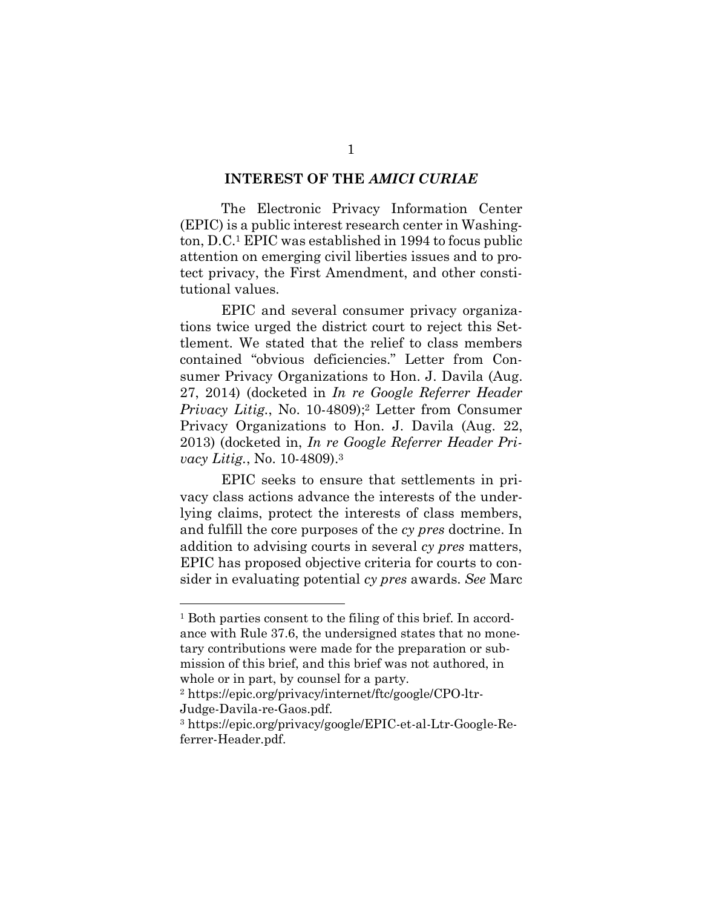## INTEREST OF THE *AMICI CURIAE*

The Electronic Privacy Information Center (EPIC) is a public interest research center in Washington, D.C.[1] EPIC was established in 1994 to focus public attention on emerging civil liberties issues and to protect privacy, the First Amendment, and other constitutional values.

EPIC and several consumer privacy organizations twice urged the district court to reject this Settlement. We stated that the relief to class members contained "obvious deficiencies." Letter from Consumer Privacy Organizations to Hon. J. Davila (Aug. 27, 2014) (docketed in *In re Google Referrer Header Privacy Litig.*, No. 10-4809);[2] Letter from Consumer Privacy Organizations to Hon. J. Davila (Aug. 22, 2013) (docketed in, *In re Google Referrer Header Privacy Litig.*, No. 10-4809).[3]

EPIC seeks to ensure that settlements in privacy class actions advance the interests of the underlying claims, protect the interests of class members, and fulfill the core purposes of the *cy pres* doctrine. In addition to advising courts in several *cy pres* matters, EPIC has proposed objective criteria for courts to consider in evaluating potential *cy pres* awards. *See* Marc

---

[1] Both parties consent to the filing of this brief. In accordance with Rule 37.6, the undersigned states that no monetary contributions were made for the preparation or submission of this brief, and this brief was not authored, in whole or in part, by counsel for a party.

[2] https://epic.org/privacy/internet/ftc/google/CPO-ltr-Judge-Davila-re-Gaos.pdf.

[3] https://epic.org/privacy/google/EPIC-et-al-Ltr-Google-Referrer-Header.pdf.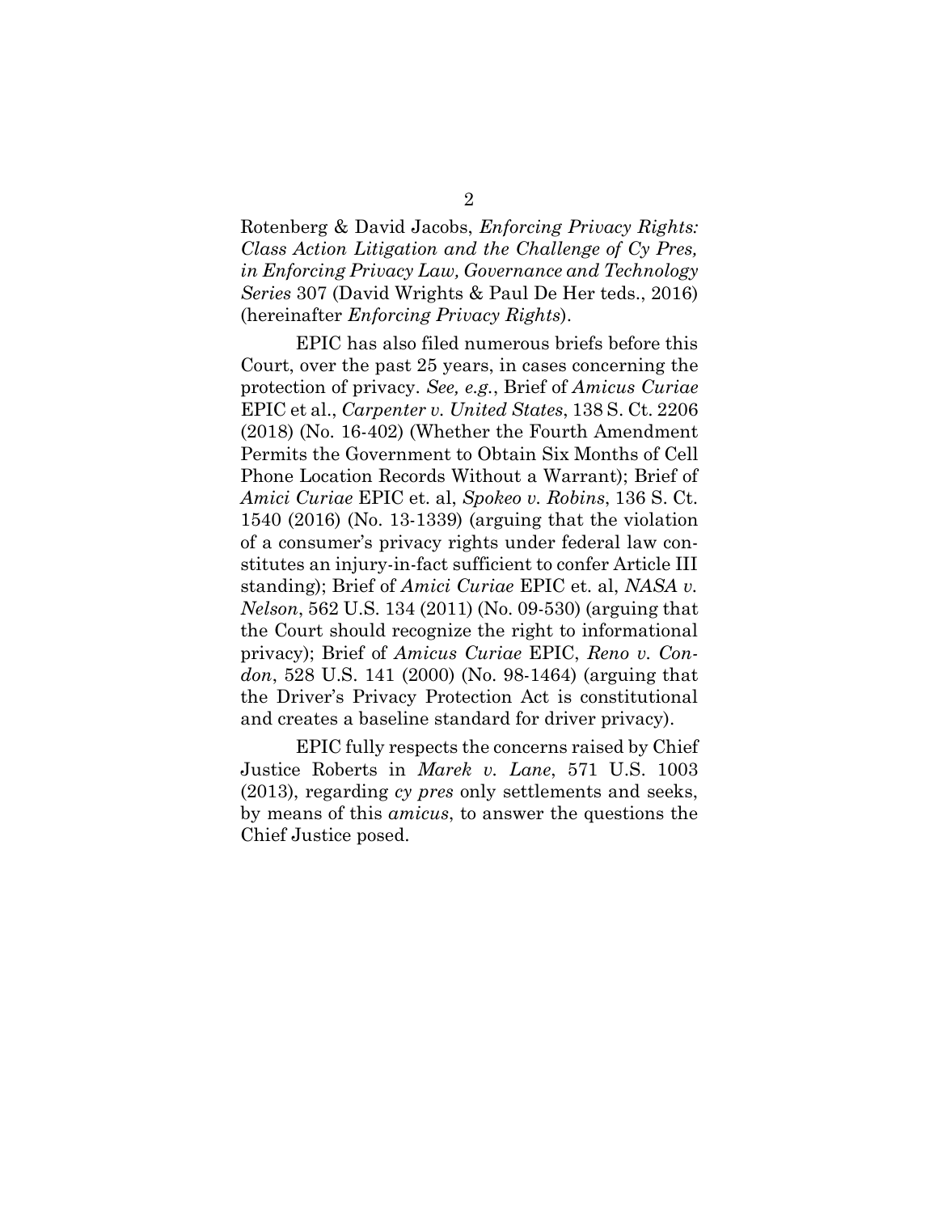Rotenberg & David Jacobs, *Enforcing Privacy Rights: Class Action Litigation and the Challenge of Cy Pres, in Enforcing Privacy Law, Governance and Technology Series* 307 (David Wrights & Paul De Her teds., 2016) (hereinafter *Enforcing Privacy Rights*).

EPIC has also filed numerous briefs before this Court, over the past 25 years, in cases concerning the protection of privacy. *See, e.g.*, Brief of *Amicus Curiae* EPIC et al., *Carpenter v. United States*, 138 S. Ct. 2206 (2018) (No. 16-402) (Whether the Fourth Amendment Permits the Government to Obtain Six Months of Cell Phone Location Records Without a Warrant); Brief of *Amici Curiae* EPIC et. al, *Spokeo v. Robins*, 136 S. Ct. 1540 (2016) (No. 13-1339) (arguing that the violation of a consumer's privacy rights under federal law constitutes an injury-in-fact sufficient to confer Article III standing); Brief of *Amici Curiae* EPIC et. al, *NASA v. Nelson*, 562 U.S. 134 (2011) (No. 09-530) (arguing that the Court should recognize the right to informational privacy); Brief of *Amicus Curiae* EPIC, *Reno v. Condon*, 528 U.S. 141 (2000) (No. 98-1464) (arguing that the Driver's Privacy Protection Act is constitutional and creates a baseline standard for driver privacy).

EPIC fully respects the concerns raised by Chief Justice Roberts in *Marek v. Lane*, 571 U.S. 1003 (2013), regarding *cy pres* only settlements and seeks, by means of this *amicus*, to answer the questions the Chief Justice posed.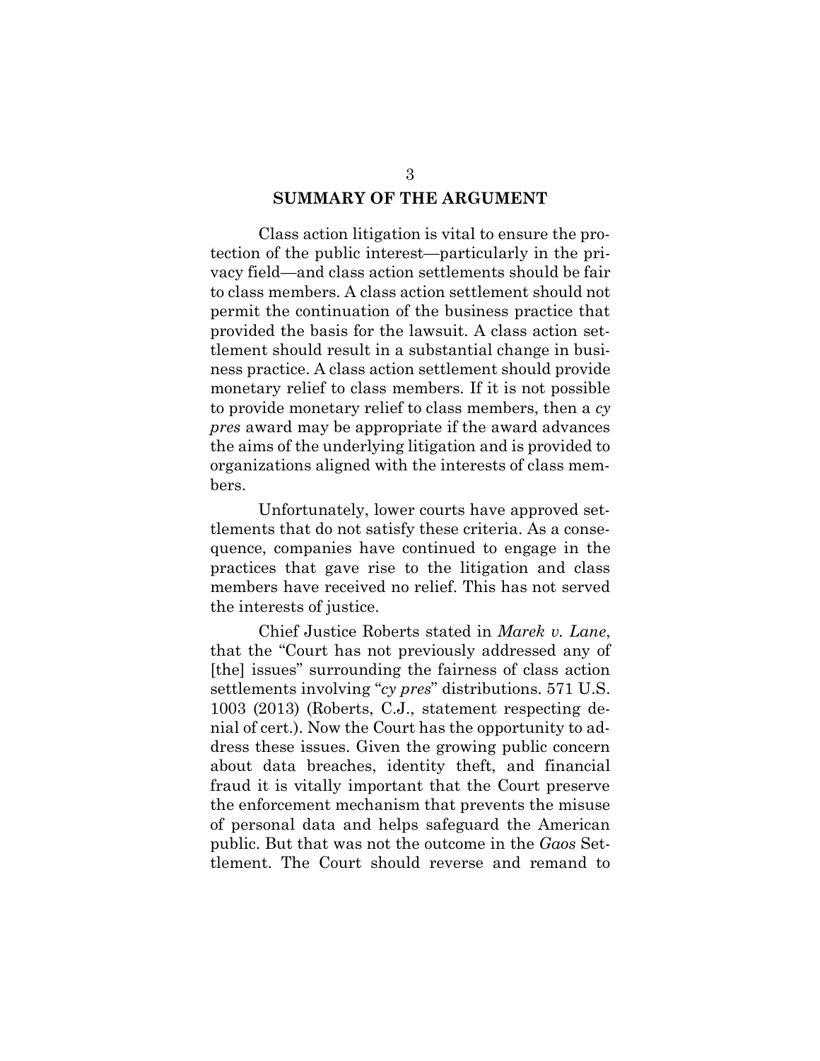## SUMMARY OF THE ARGUMENT

Class action litigation is vital to ensure the protection of the public interest—particularly in the privacy field—and class action settlements should be fair to class members. A class action settlement should not permit the continuation of the business practice that provided the basis for the lawsuit. A class action settlement should result in a substantial change in business practice. A class action settlement should provide monetary relief to class members. If it is not possible to provide monetary relief to class members, then a *cy pres* award may be appropriate if the award advances the aims of the underlying litigation and is provided to organizations aligned with the interests of class members.

Unfortunately, lower courts have approved settlements that do not satisfy these criteria. As a consequence, companies have continued to engage in the practices that gave rise to the litigation and class members have received no relief. This has not served the interests of justice.

Chief Justice Roberts stated in *Marek v. Lane*, that the "Court has not previously addressed any of [the] issues" surrounding the fairness of class action settlements involving "*cy pres*" distributions. 571 U.S. 1003 (2013) (Roberts, C.J., statement respecting denial of cert.). Now the Court has the opportunity to address these issues. Given the growing public concern about data breaches, identity theft, and financial fraud it is vitally important that the Court preserve the enforcement mechanism that prevents the misuse of personal data and helps safeguard the American public. But that was not the outcome in the *Gaos* Settlement. The Court should reverse and remand to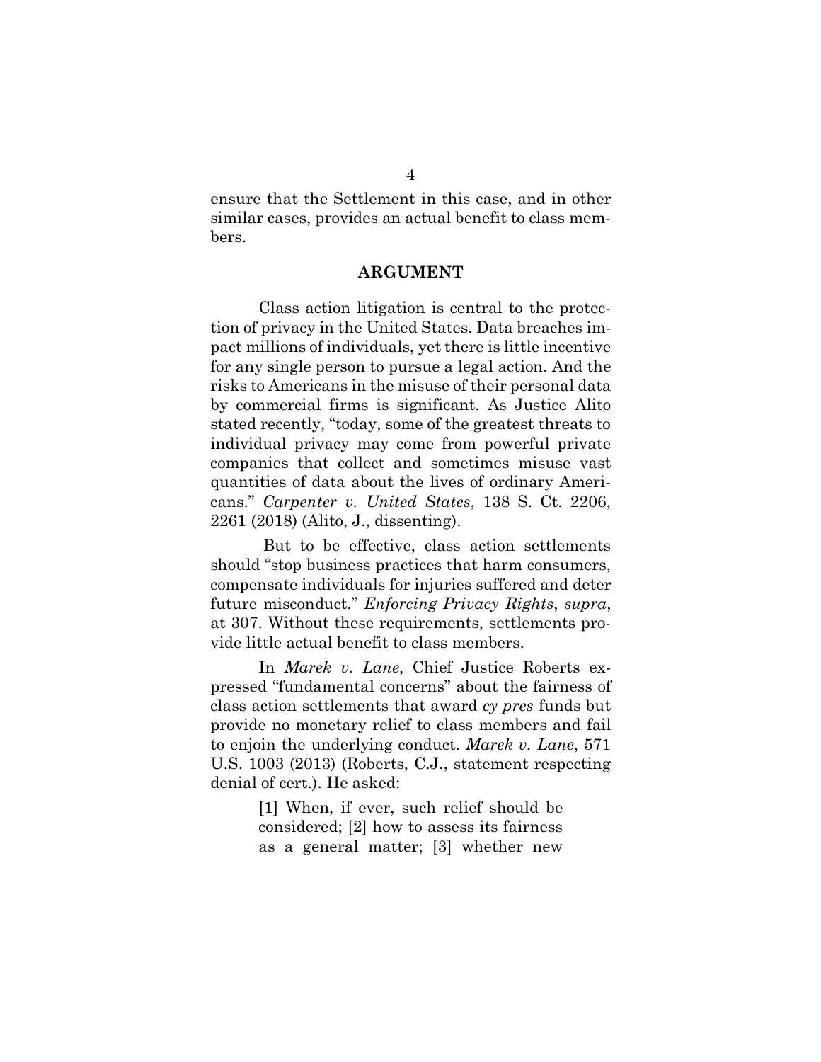ensure that the Settlement in this case, and in other similar cases, provides an actual benefit to class members.

## ARGUMENT

Class action litigation is central to the protection of privacy in the United States. Data breaches impact millions of individuals, yet there is little incentive for any single person to pursue a legal action. And the risks to Americans in the misuse of their personal data by commercial firms is significant. As Justice Alito stated recently, "today, some of the greatest threats to individual privacy may come from powerful private companies that collect and sometimes misuse vast quantities of data about the lives of ordinary Americans." *Carpenter v. United States*, 138 S. Ct. 2206, 2261 (2018) (Alito, J., dissenting).

But to be effective, class action settlements should "stop business practices that harm consumers, compensate individuals for injuries suffered and deter future misconduct." *Enforcing Privacy Rights*, *supra*, at 307. Without these requirements, settlements provide little actual benefit to class members.

In *Marek v. Lane*, Chief Justice Roberts expressed "fundamental concerns" about the fairness of class action settlements that award *cy pres* funds but provide no monetary relief to class members and fail to enjoin the underlying conduct. *Marek v. Lane*, 571 U.S. 1003 (2013) (Roberts, C.J., statement respecting denial of cert.). He asked:

> [1] When, if ever, such relief should be considered; [2] how to assess its fairness as a general matter; [3] whether new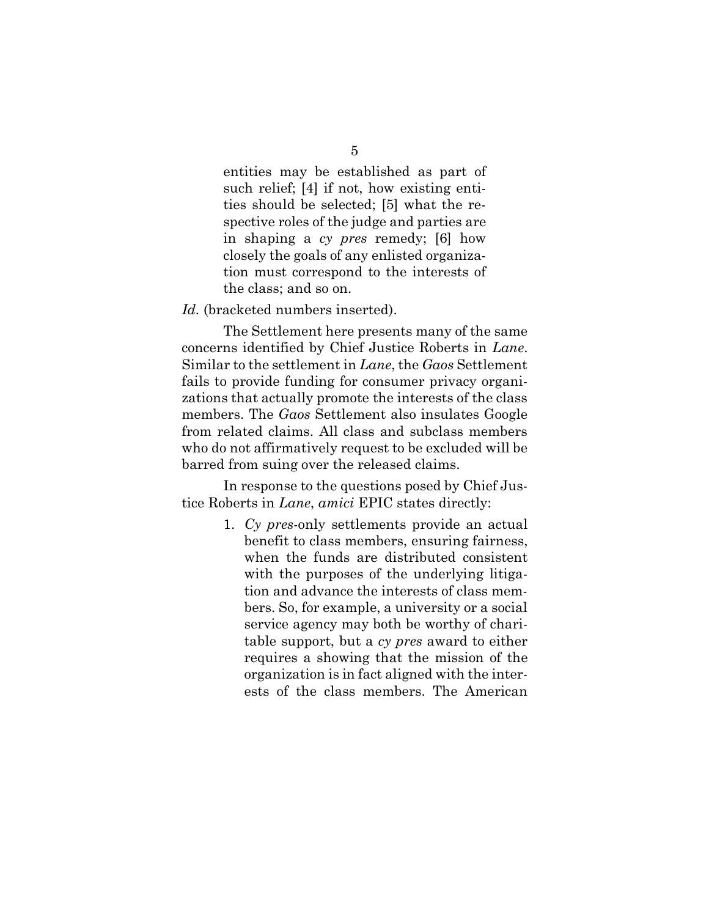> entities may be established as part of such relief; [4] if not, how existing entities should be selected; [5] what the respective roles of the judge and parties are in shaping a *cy pres* remedy; [6] how closely the goals of any enlisted organization must correspond to the interests of the class; and so on.

*Id.* (bracketed numbers inserted).

The Settlement here presents many of the same concerns identified by Chief Justice Roberts in *Lane*. Similar to the settlement in *Lane*, the *Gaos* Settlement fails to provide funding for consumer privacy organizations that actually promote the interests of the class members. The *Gaos* Settlement also insulates Google from related claims. All class and subclass members who do not affirmatively request to be excluded will be barred from suing over the released claims.

In response to the questions posed by Chief Justice Roberts in *Lane*, *amici* EPIC states directly:

1. *Cy pres*-only settlements provide an actual benefit to class members, ensuring fairness, when the funds are distributed consistent with the purposes of the underlying litigation and advance the interests of class members. So, for example, a university or a social service agency may both be worthy of charitable support, but a *cy pres* award to either requires a showing that the mission of the organization is in fact aligned with the interests of the class members. The American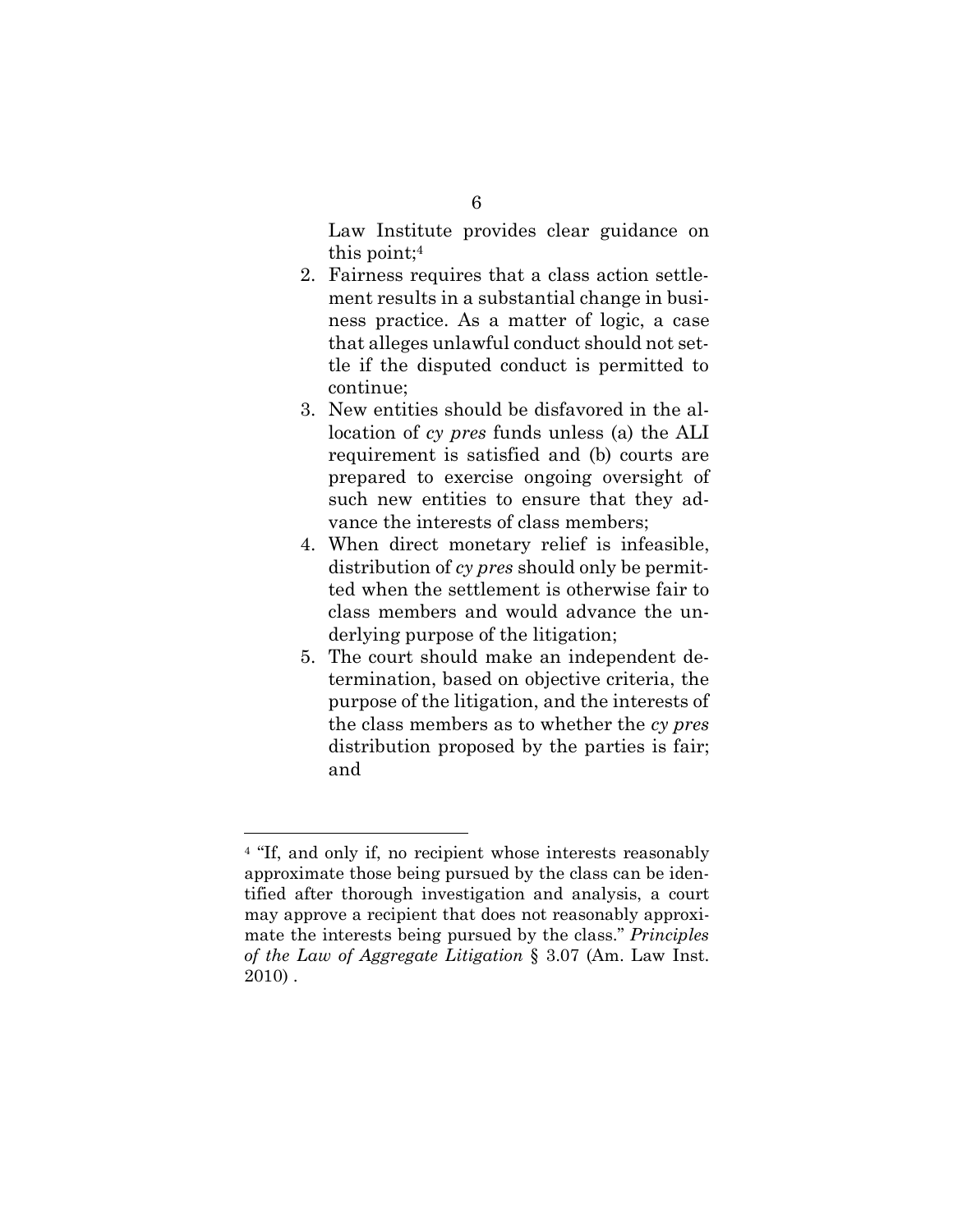Law Institute provides clear guidance on this point;[4]

2. Fairness requires that a class action settlement results in a substantial change in business practice. As a matter of logic, a case that alleges unlawful conduct should not settle if the disputed conduct is permitted to continue;
3. New entities should be disfavored in the allocation of *cy pres* funds unless (a) the ALI requirement is satisfied and (b) courts are prepared to exercise ongoing oversight of such new entities to ensure that they advance the interests of class members;
4. When direct monetary relief is infeasible, distribution of *cy pres* should only be permitted when the settlement is otherwise fair to class members and would advance the underlying purpose of the litigation;
5. The court should make an independent determination, based on objective criteria, the purpose of the litigation, and the interests of the class members as to whether the *cy pres* distribution proposed by the parties is fair; and

---

[4] "If, and only if, no recipient whose interests reasonably approximate those being pursued by the class can be identified after thorough investigation and analysis, a court may approve a recipient that does not reasonably approximate the interests being pursued by the class." *Principles of the Law of Aggregate Litigation* § 3.07 (Am. Law Inst. 2010) .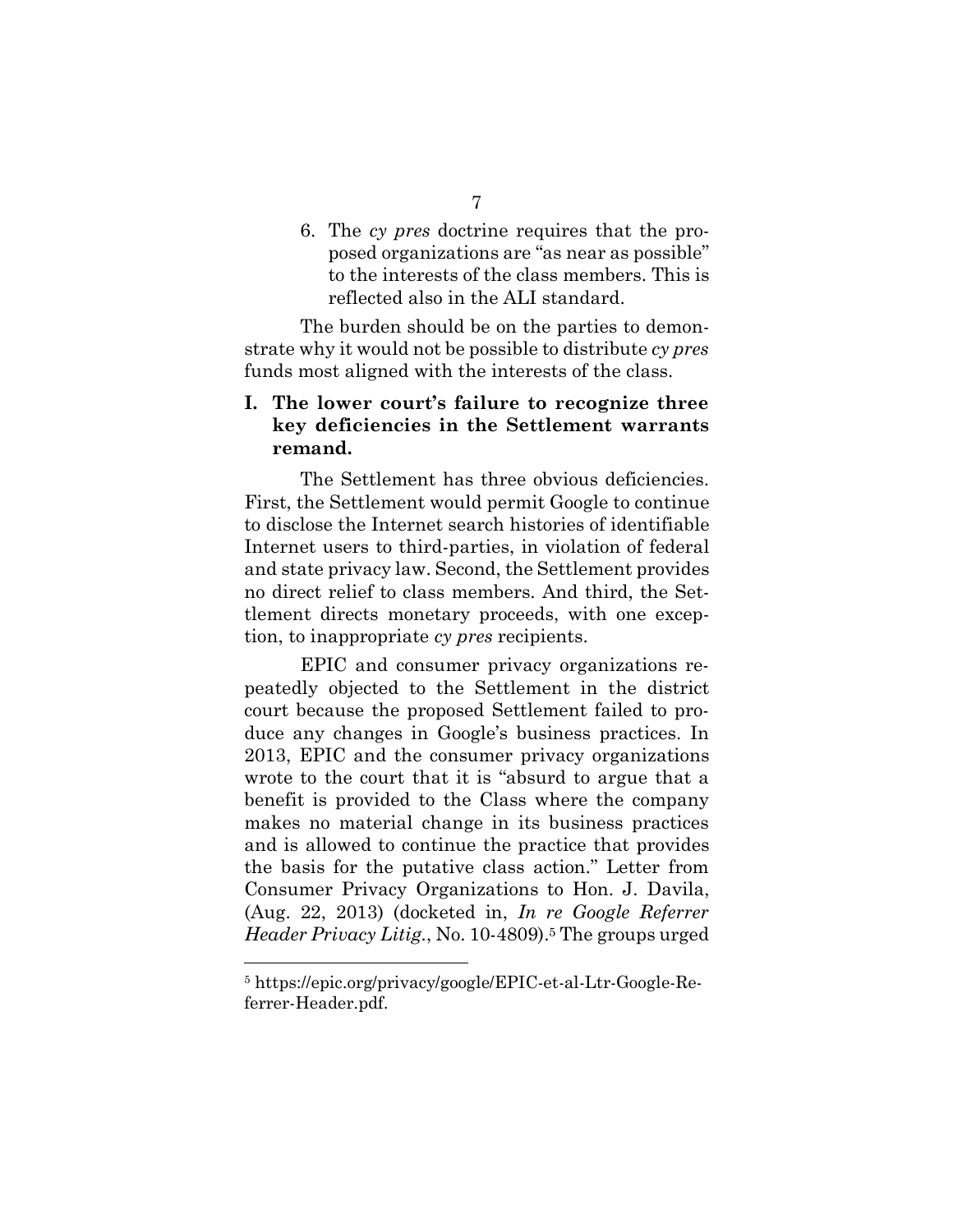6. The *cy pres* doctrine requires that the proposed organizations are "as near as possible" to the interests of the class members. This is reflected also in the ALI standard.

The burden should be on the parties to demonstrate why it would not be possible to distribute *cy pres* funds most aligned with the interests of the class.

## I. The lower court's failure to recognize three key deficiencies in the Settlement warrants remand.

The Settlement has three obvious deficiencies. First, the Settlement would permit Google to continue to disclose the Internet search histories of identifiable Internet users to third-parties, in violation of federal and state privacy law. Second, the Settlement provides no direct relief to class members. And third, the Settlement directs monetary proceeds, with one exception, to inappropriate *cy pres* recipients.

EPIC and consumer privacy organizations repeatedly objected to the Settlement in the district court because the proposed Settlement failed to produce any changes in Google's business practices. In 2013, EPIC and the consumer privacy organizations wrote to the court that it is "absurd to argue that a benefit is provided to the Class where the company makes no material change in its business practices and is allowed to continue the practice that provides the basis for the putative class action." Letter from Consumer Privacy Organizations to Hon. J. Davila, (Aug. 22, 2013) (docketed in, *In re Google Referrer Header Privacy Litig.*, No. 10-4809).[5] The groups urged

---

[5] https://epic.org/privacy/google/EPIC-et-al-Ltr-Google-Referrer-Header.pdf.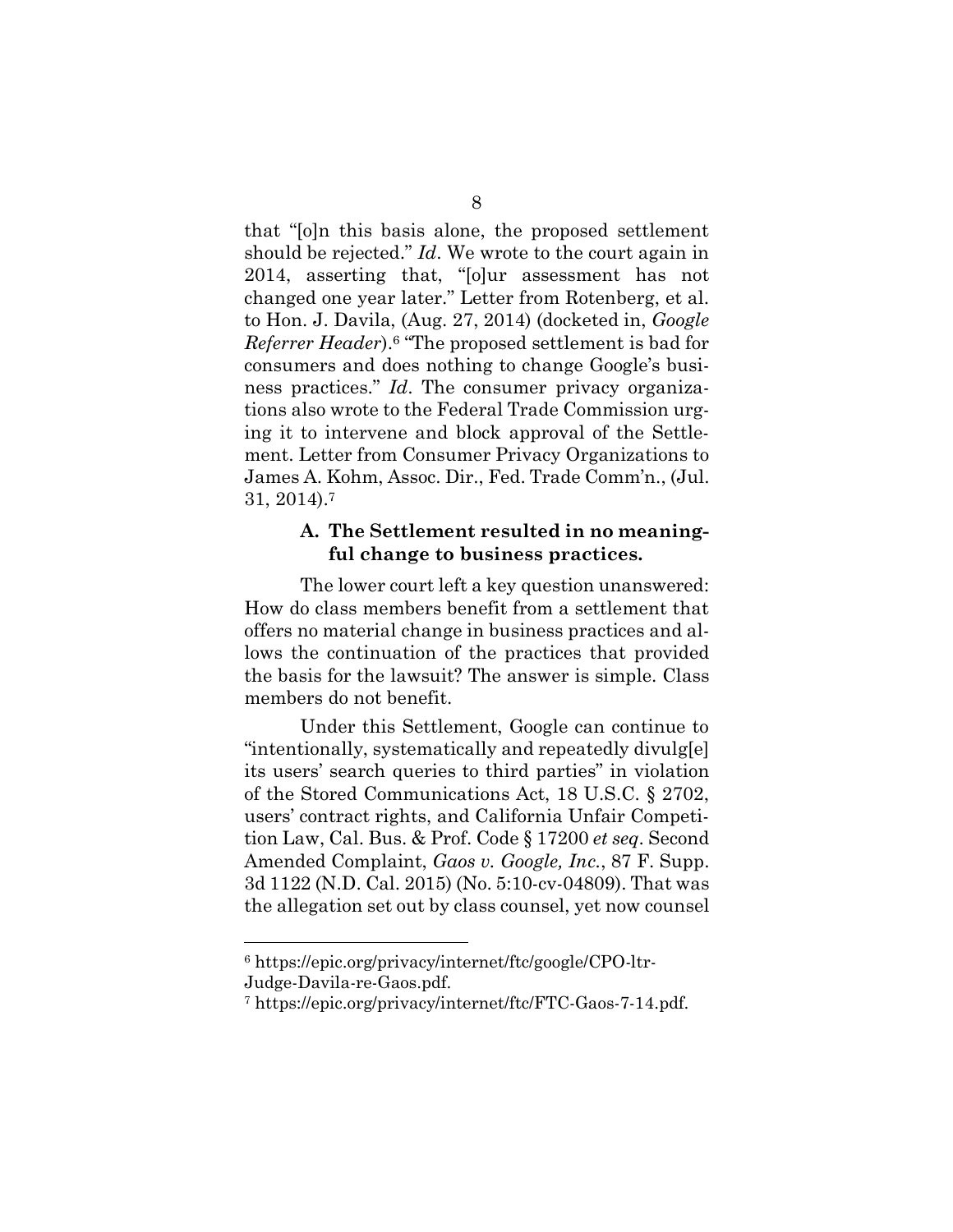that "[o]n this basis alone, the proposed settlement should be rejected." *Id*. We wrote to the court again in 2014, asserting that, "[o]ur assessment has not changed one year later." Letter from Rotenberg, et al. to Hon. J. Davila, (Aug. 27, 2014) (docketed in, *Google Referrer Header*).[6] "The proposed settlement is bad for consumers and does nothing to change Google's business practices." *Id*. The consumer privacy organizations also wrote to the Federal Trade Commission urging it to intervene and block approval of the Settlement. Letter from Consumer Privacy Organizations to James A. Kohm, Assoc. Dir., Fed. Trade Comm'n., (Jul. 31, 2014).[7]

### A. The Settlement resulted in no meaningful change to business practices.

The lower court left a key question unanswered: How do class members benefit from a settlement that offers no material change in business practices and allows the continuation of the practices that provided the basis for the lawsuit? The answer is simple. Class members do not benefit.

Under this Settlement, Google can continue to "intentionally, systematically and repeatedly divulg[e] its users' search queries to third parties" in violation of the Stored Communications Act, 18 U.S.C. § 2702, users' contract rights, and California Unfair Competition Law, Cal. Bus. & Prof. Code § 17200 *et seq*. Second Amended Complaint, *Gaos v. Google, Inc.*, 87 F. Supp. 3d 1122 (N.D. Cal. 2015) (No. 5:10-cv-04809). That was the allegation set out by class counsel, yet now counsel

---

[6] https://epic.org/privacy/internet/ftc/google/CPO-ltr-Judge-Davila-re-Gaos.pdf.

[7] https://epic.org/privacy/internet/ftc/FTC-Gaos-7-14.pdf.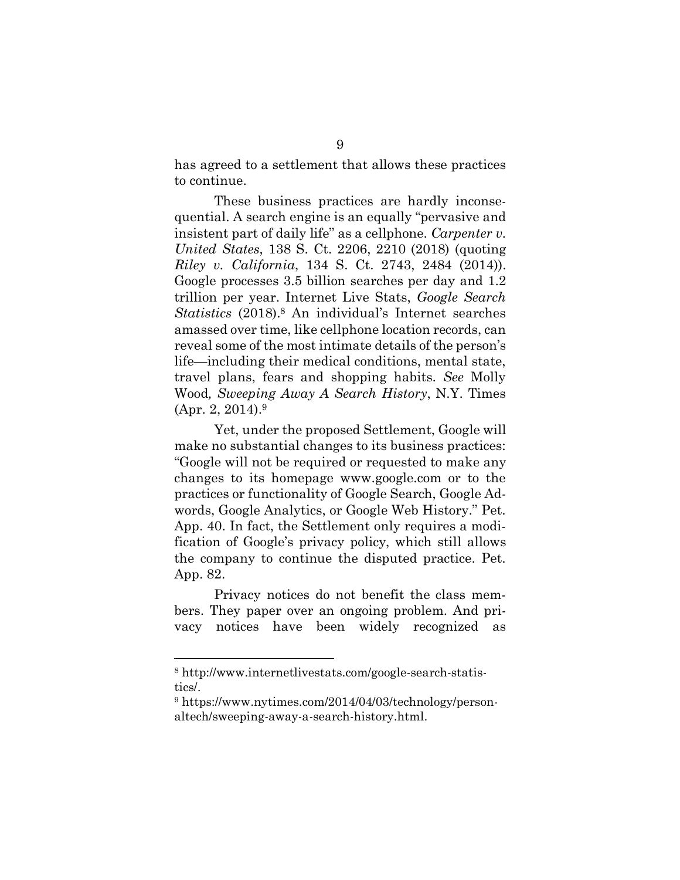has agreed to a settlement that allows these practices to continue.

These business practices are hardly inconsequential. A search engine is an equally "pervasive and insistent part of daily life" as a cellphone. *Carpenter v. United States*, 138 S. Ct. 2206, 2210 (2018) (quoting *Riley v. California*, 134 S. Ct. 2743, 2484 (2014)). Google processes 3.5 billion searches per day and 1.2 trillion per year. Internet Live Stats, *Google Search Statistics* (2018).[8] An individual's Internet searches amassed over time, like cellphone location records, can reveal some of the most intimate details of the person's life—including their medical conditions, mental state, travel plans, fears and shopping habits. *See* Molly Wood*, Sweeping Away A Search History*, N.Y. Times (Apr. 2, 2014).[9]

Yet, under the proposed Settlement, Google will make no substantial changes to its business practices: "Google will not be required or requested to make any changes to its homepage www.google.com or to the practices or functionality of Google Search, Google Adwords, Google Analytics, or Google Web History." Pet. App. 40. In fact, the Settlement only requires a modification of Google's privacy policy, which still allows the company to continue the disputed practice. Pet. App. 82.

Privacy notices do not benefit the class members. They paper over an ongoing problem. And privacy notices have been widely recognized as

---

[8] http://www.internetlivestats.com/google-search-statistics/.

[9] https://www.nytimes.com/2014/04/03/technology/personaltech/sweeping-away-a-search-history.html.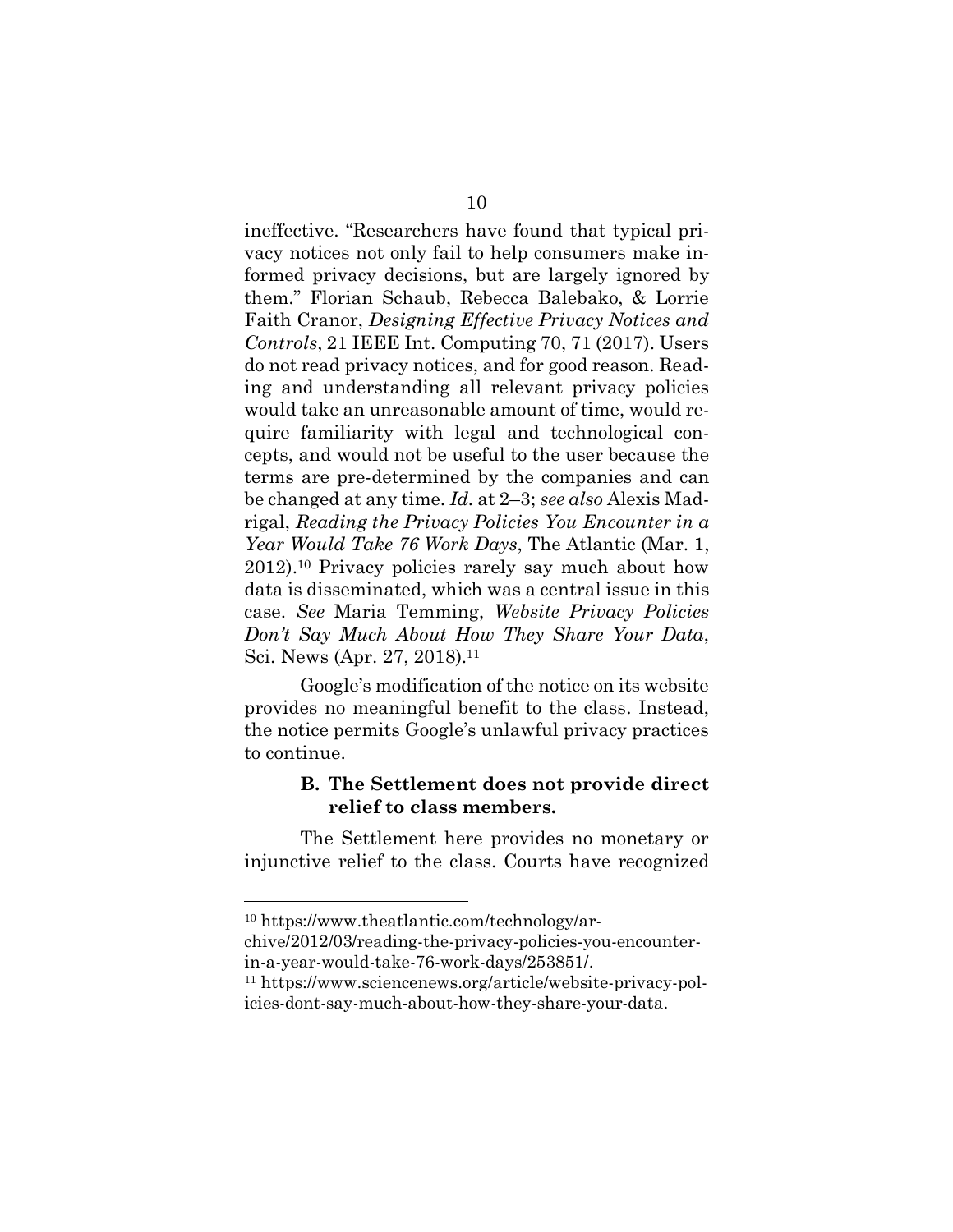ineffective. "Researchers have found that typical privacy notices not only fail to help consumers make informed privacy decisions, but are largely ignored by them." Florian Schaub, Rebecca Balebako, & Lorrie Faith Cranor, *Designing Effective Privacy Notices and Controls*, 21 IEEE Int. Computing 70, 71 (2017). Users do not read privacy notices, and for good reason. Reading and understanding all relevant privacy policies would take an unreasonable amount of time, would require familiarity with legal and technological concepts, and would not be useful to the user because the terms are pre-determined by the companies and can be changed at any time. *Id.* at 2–3; *see also* Alexis Madrigal, *Reading the Privacy Policies You Encounter in a Year Would Take 76 Work Days*, The Atlantic (Mar. 1, 2012).[10] Privacy policies rarely say much about how data is disseminated, which was a central issue in this case. *See* Maria Temming, *Website Privacy Policies Don't Say Much About How They Share Your Data*, Sci. News (Apr. 27, 2018).[11]

Google's modification of the notice on its website provides no meaningful benefit to the class. Instead, the notice permits Google's unlawful privacy practices to continue.

### B. The Settlement does not provide direct relief to class members.

The Settlement here provides no monetary or injunctive relief to the class. Courts have recognized

---

[10] https://www.theatlantic.com/technology/archive/2012/03/reading-the-privacy-policies-you-encounter-in-a-year-would-take-76-work-days/253851/.

[11] https://www.sciencenews.org/article/website-privacy-policies-dont-say-much-about-how-they-share-your-data.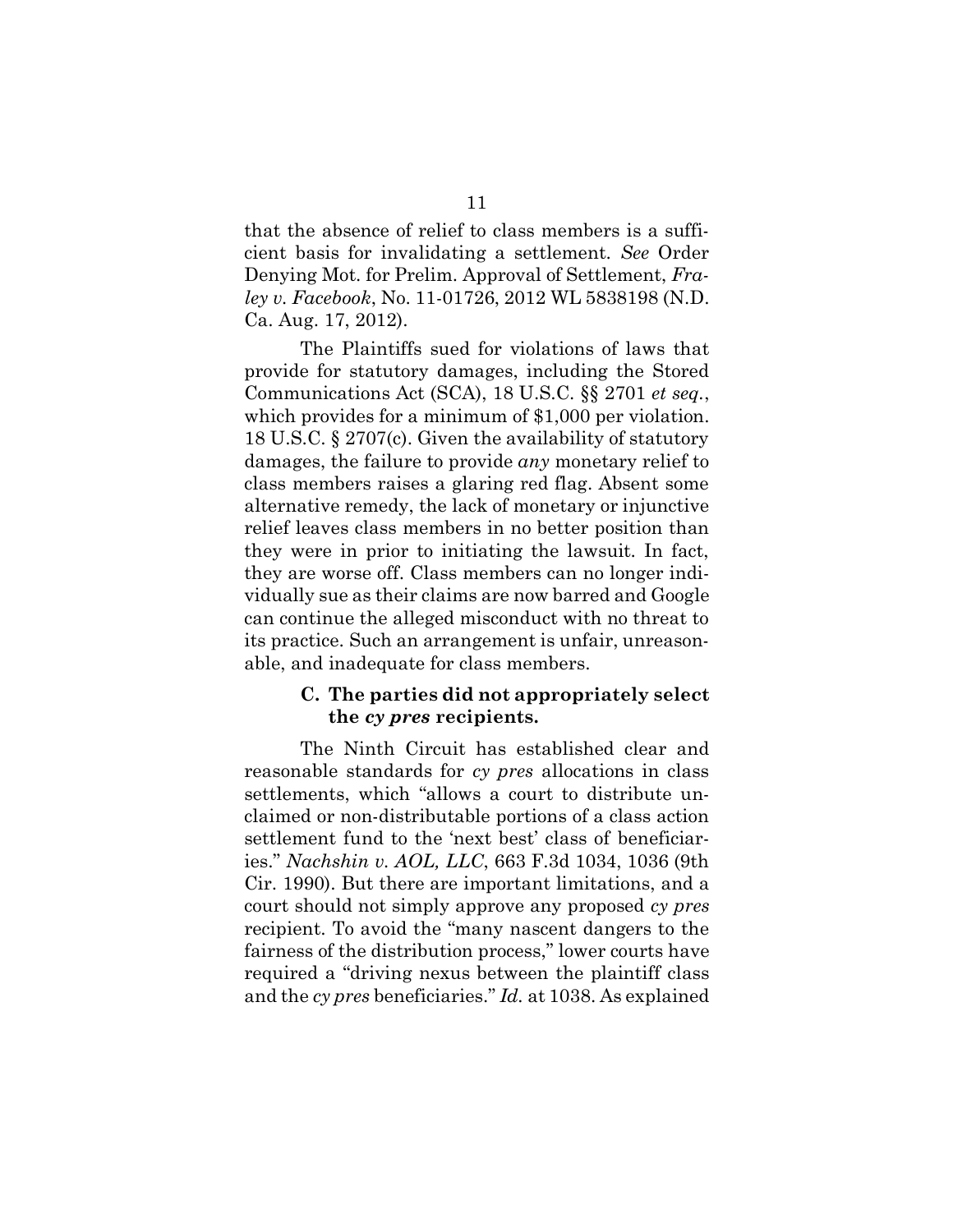that the absence of relief to class members is a sufficient basis for invalidating a settlement. *See* Order Denying Mot. for Prelim. Approval of Settlement, *Fraley v. Facebook*, No. 11-01726, 2012 WL 5838198 (N.D. Ca. Aug. 17, 2012).

The Plaintiffs sued for violations of laws that provide for statutory damages, including the Stored Communications Act (SCA), 18 U.S.C. §§ 2701 *et seq.*, which provides for a minimum of $1,000 per violation. 18 U.S.C. § 2707(c). Given the availability of statutory damages, the failure to provide *any* monetary relief to class members raises a glaring red flag. Absent some alternative remedy, the lack of monetary or injunctive relief leaves class members in no better position than they were in prior to initiating the lawsuit. In fact, they are worse off. Class members can no longer individually sue as their claims are now barred and Google can continue the alleged misconduct with no threat to its practice. Such an arrangement is unfair, unreasonable, and inadequate for class members.

### C. The parties did not appropriately select the *cy pres* recipients.

The Ninth Circuit has established clear and reasonable standards for *cy pres* allocations in class settlements, which "allows a court to distribute unclaimed or non-distributable portions of a class action settlement fund to the 'next best' class of beneficiaries." *Nachshin v. AOL, LLC*, 663 F.3d 1034, 1036 (9th Cir. 1990). But there are important limitations, and a court should not simply approve any proposed *cy pres* recipient. To avoid the "many nascent dangers to the fairness of the distribution process," lower courts have required a "driving nexus between the plaintiff class and the *cy pres* beneficiaries." *Id.* at 1038. As explained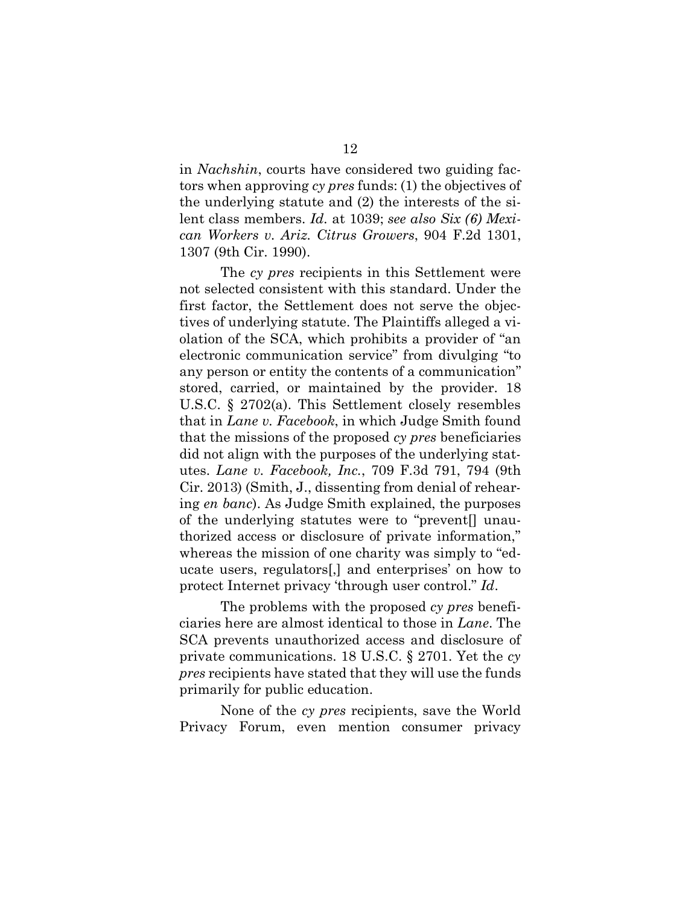in *Nachshin*, courts have considered two guiding factors when approving *cy pres* funds: (1) the objectives of the underlying statute and (2) the interests of the silent class members. *Id*. at 1039; *see also Six (6) Mexican Workers v. Ariz. Citrus Growers*, 904 F.2d 1301, 1307 (9th Cir. 1990).

The *cy pres* recipients in this Settlement were not selected consistent with this standard. Under the first factor, the Settlement does not serve the objectives of underlying statute. The Plaintiffs alleged a violation of the SCA, which prohibits a provider of "an electronic communication service" from divulging "to any person or entity the contents of a communication" stored, carried, or maintained by the provider. 18 U.S.C. § 2702(a). This Settlement closely resembles that in *Lane v. Facebook*, in which Judge Smith found that the missions of the proposed *cy pres* beneficiaries did not align with the purposes of the underlying statutes. *Lane v. Facebook, Inc.*, 709 F.3d 791, 794 (9th Cir. 2013) (Smith, J., dissenting from denial of rehearing *en banc*). As Judge Smith explained, the purposes of the underlying statutes were to "prevent[] unauthorized access or disclosure of private information," whereas the mission of one charity was simply to "educate users, regulators[,] and enterprises' on how to protect Internet privacy 'through user control." *Id*.

The problems with the proposed *cy pres* beneficiaries here are almost identical to those in *Lane*. The SCA prevents unauthorized access and disclosure of private communications. 18 U.S.C. § 2701. Yet the *cy pres* recipients have stated that they will use the funds primarily for public education.

None of the *cy pres* recipients, save the World Privacy Forum, even mention consumer privacy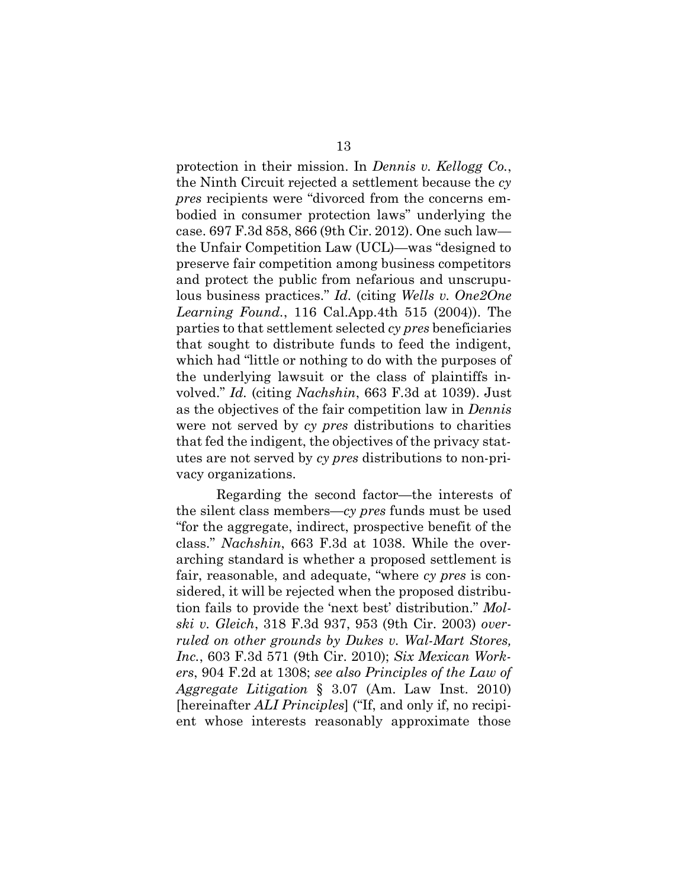protection in their mission. In *Dennis v. Kellogg Co.*, the Ninth Circuit rejected a settlement because the *cy pres* recipients were "divorced from the concerns embodied in consumer protection laws" underlying the case. 697 F.3d 858, 866 (9th Cir. 2012). One such law—the Unfair Competition Law (UCL)—was "designed to preserve fair competition among business competitors and protect the public from nefarious and unscrupulous business practices." *Id.* (citing *Wells v. One2One Learning Found.*, 116 Cal.App.4th 515 (2004)). The parties to that settlement selected *cy pres* beneficiaries that sought to distribute funds to feed the indigent, which had "little or nothing to do with the purposes of the underlying lawsuit or the class of plaintiffs involved." *Id.* (citing *Nachshin*, 663 F.3d at 1039). Just as the objectives of the fair competition law in *Dennis* were not served by *cy pres* distributions to charities that fed the indigent, the objectives of the privacy statutes are not served by *cy pres* distributions to non-privacy organizations.

Regarding the second factor—the interests of the silent class members—*cy pres* funds must be used "for the aggregate, indirect, prospective benefit of the class." *Nachshin*, 663 F.3d at 1038. While the overarching standard is whether a proposed settlement is fair, reasonable, and adequate, "where *cy pres* is considered, it will be rejected when the proposed distribution fails to provide the 'next best' distribution." *Molski v. Gleich*, 318 F.3d 937, 953 (9th Cir. 2003) *overruled on other grounds by Dukes v. Wal-Mart Stores, Inc.*, 603 F.3d 571 (9th Cir. 2010); *Six Mexican Workers*, 904 F.2d at 1308; *see also Principles of the Law of Aggregate Litigation* § 3.07 (Am. Law Inst. 2010) [hereinafter *ALI Principles*] ("If, and only if, no recipient whose interests reasonably approximate those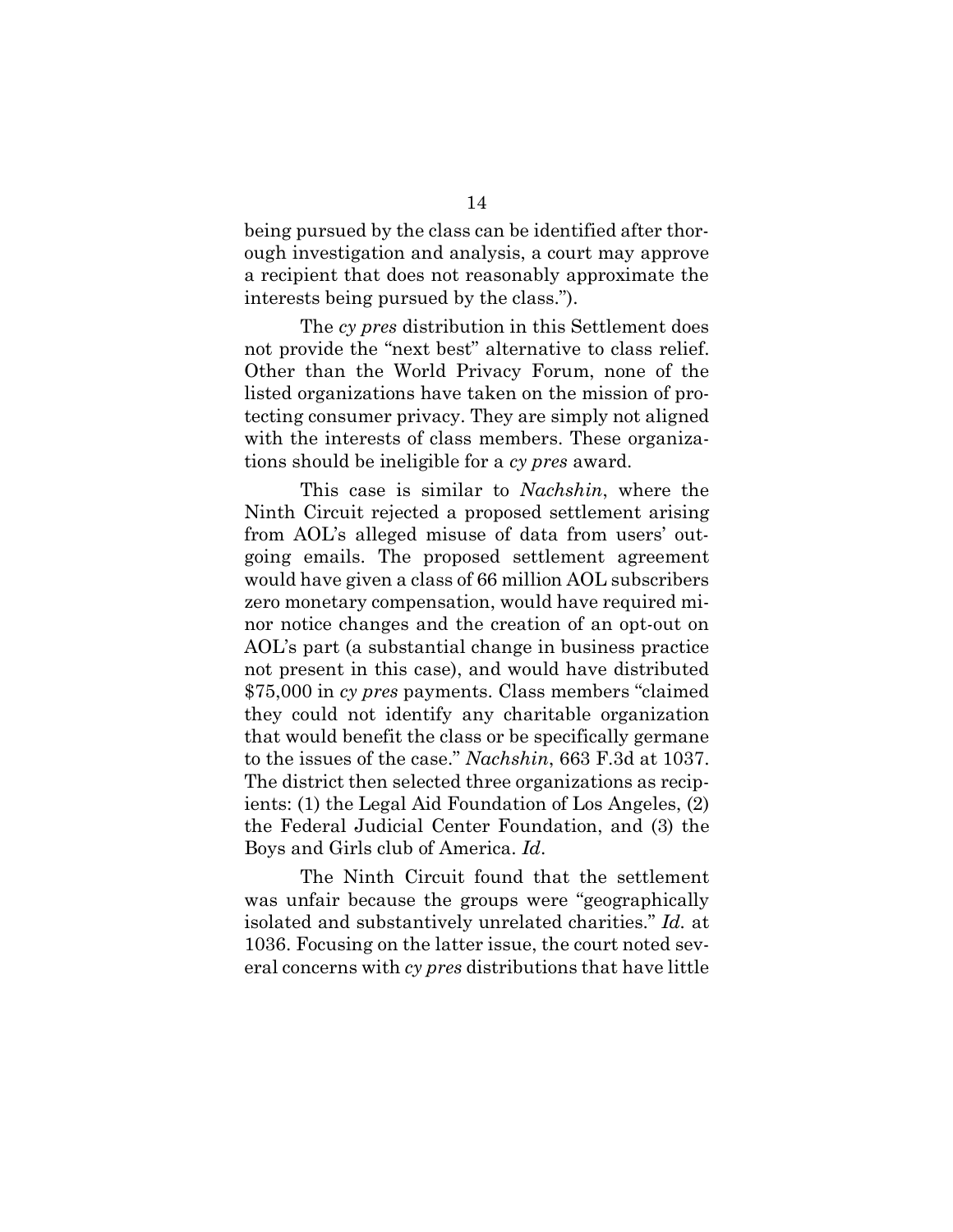being pursued by the class can be identified after thorough investigation and analysis, a court may approve a recipient that does not reasonably approximate the interests being pursued by the class.").

The *cy pres* distribution in this Settlement does not provide the "next best" alternative to class relief. Other than the World Privacy Forum, none of the listed organizations have taken on the mission of protecting consumer privacy. They are simply not aligned with the interests of class members. These organizations should be ineligible for a *cy pres* award.

This case is similar to *Nachshin*, where the Ninth Circuit rejected a proposed settlement arising from AOL's alleged misuse of data from users' outgoing emails. The proposed settlement agreement would have given a class of 66 million AOL subscribers zero monetary compensation, would have required minor notice changes and the creation of an opt-out on AOL's part (a substantial change in business practice not present in this case), and would have distributed $75,000 in *cy pres* payments. Class members "claimed they could not identify any charitable organization that would benefit the class or be specifically germane to the issues of the case." *Nachshin*, 663 F.3d at 1037. The district then selected three organizations as recipients: (1) the Legal Aid Foundation of Los Angeles, (2) the Federal Judicial Center Foundation, and (3) the Boys and Girls club of America. *Id*.

The Ninth Circuit found that the settlement was unfair because the groups were "geographically isolated and substantively unrelated charities." *Id.* at 1036. Focusing on the latter issue, the court noted several concerns with *cy pres* distributions that have little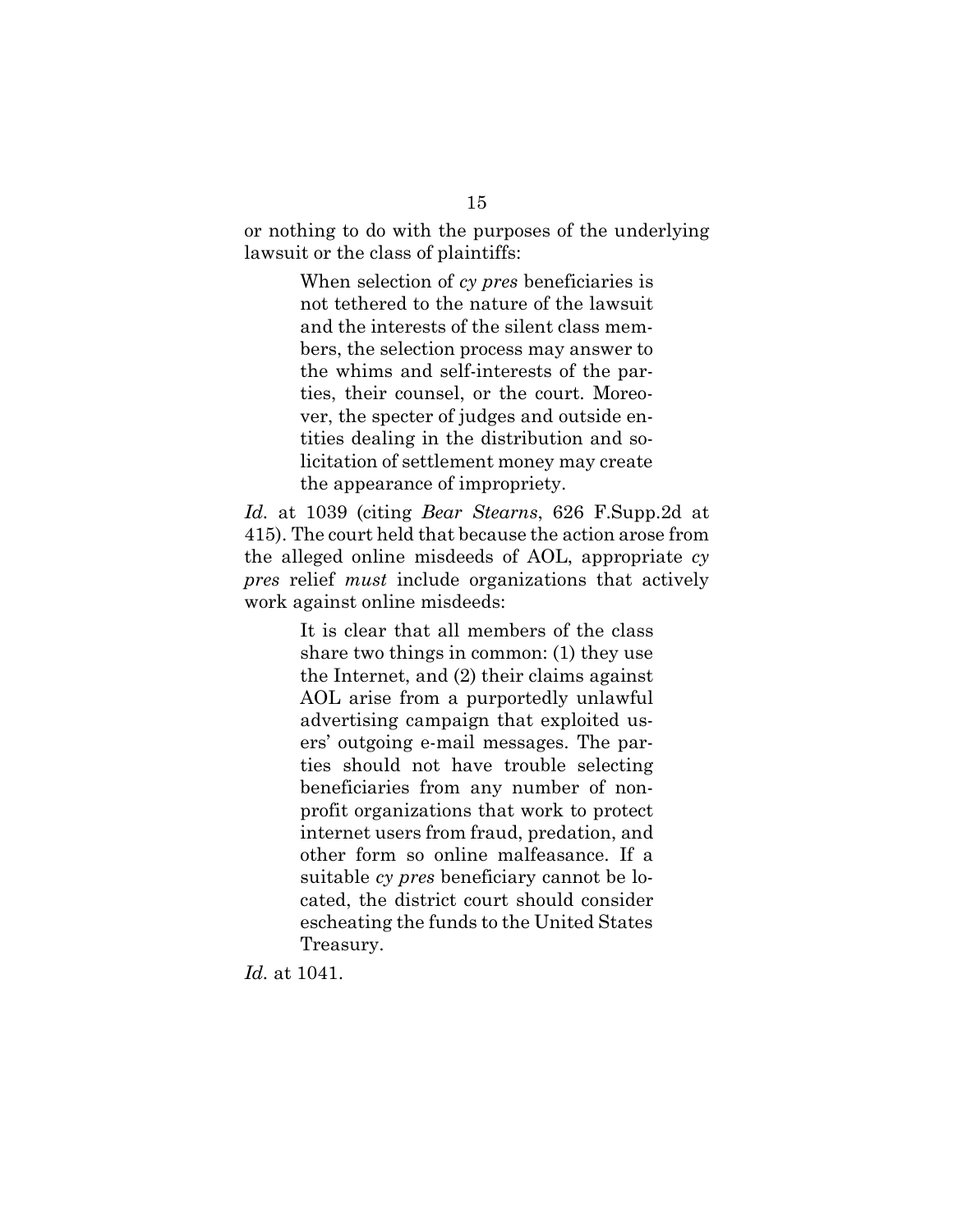or nothing to do with the purposes of the underlying lawsuit or the class of plaintiffs:

> When selection of *cy pres* beneficiaries is not tethered to the nature of the lawsuit and the interests of the silent class members, the selection process may answer to the whims and self-interests of the parties, their counsel, or the court. Moreover, the specter of judges and outside entities dealing in the distribution and solicitation of settlement money may create the appearance of impropriety.

*Id.* at 1039 (citing *Bear Stearns*, 626 F.Supp.2d at 415). The court held that because the action arose from the alleged online misdeeds of AOL, appropriate *cy pres* relief *must* include organizations that actively work against online misdeeds:

> It is clear that all members of the class share two things in common: (1) they use the Internet, and (2) their claims against AOL arise from a purportedly unlawful advertising campaign that exploited users' outgoing e-mail messages. The parties should not have trouble selecting beneficiaries from any number of non-profit organizations that work to protect internet users from fraud, predation, and other form so online malfeasance. If a suitable *cy pres* beneficiary cannot be located, the district court should consider escheating the funds to the United States Treasury.

*Id.* at 1041.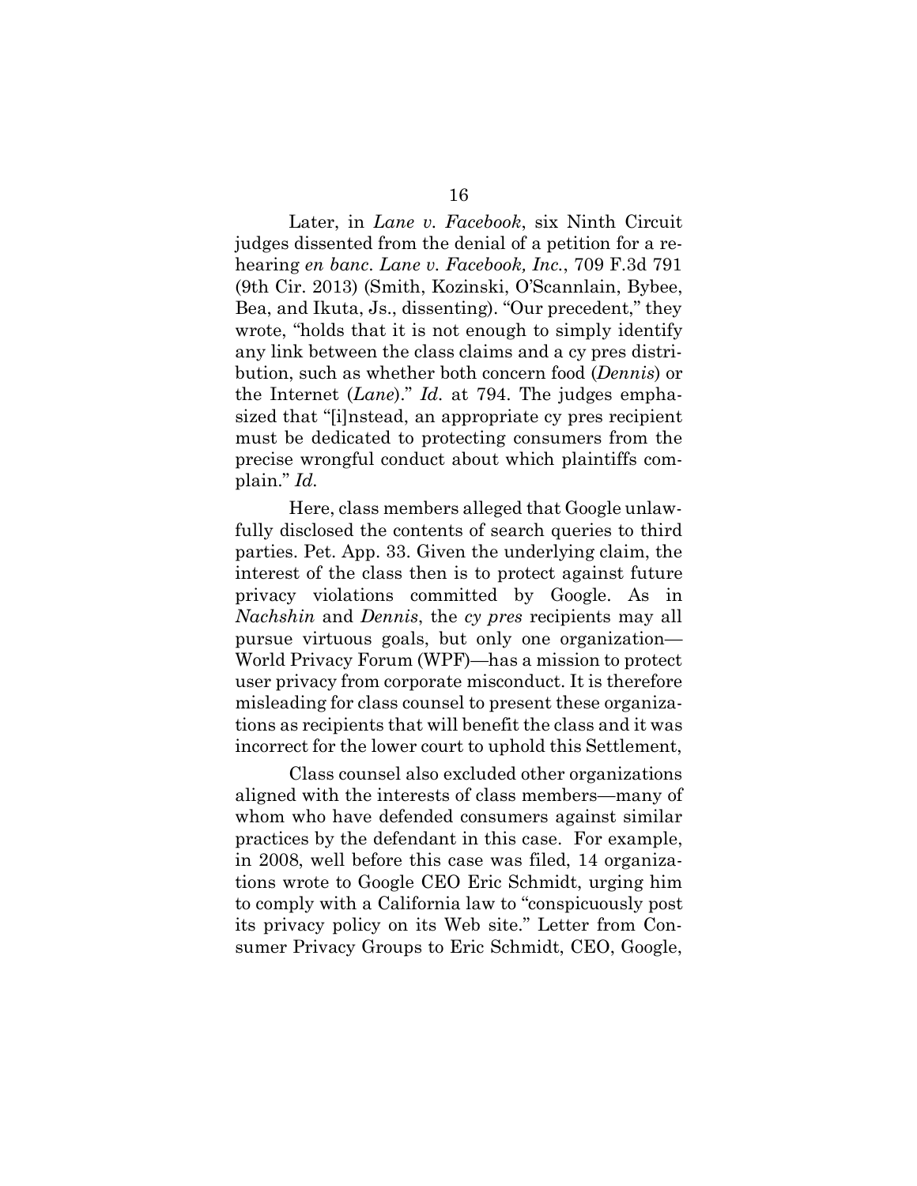Later, in *Lane v. Facebook*, six Ninth Circuit judges dissented from the denial of a petition for a rehearing *en banc*. *Lane v. Facebook, Inc.*, 709 F.3d 791 (9th Cir. 2013) (Smith, Kozinski, O'Scannlain, Bybee, Bea, and Ikuta, Js., dissenting). "Our precedent," they wrote, "holds that it is not enough to simply identify any link between the class claims and a cy pres distribution, such as whether both concern food (*Dennis*) or the Internet (*Lane*)." *Id.* at 794. The judges emphasized that "[i]nstead, an appropriate cy pres recipient must be dedicated to protecting consumers from the precise wrongful conduct about which plaintiffs complain." *Id.*

Here, class members alleged that Google unlawfully disclosed the contents of search queries to third parties. Pet. App. 33. Given the underlying claim, the interest of the class then is to protect against future privacy violations committed by Google. As in *Nachshin* and *Dennis*, the *cy pres* recipients may all pursue virtuous goals, but only one organization—World Privacy Forum (WPF)—has a mission to protect user privacy from corporate misconduct. It is therefore misleading for class counsel to present these organizations as recipients that will benefit the class and it was incorrect for the lower court to uphold this Settlement,

Class counsel also excluded other organizations aligned with the interests of class members—many of whom who have defended consumers against similar practices by the defendant in this case. For example, in 2008, well before this case was filed, 14 organizations wrote to Google CEO Eric Schmidt, urging him to comply with a California law to "conspicuously post its privacy policy on its Web site." Letter from Consumer Privacy Groups to Eric Schmidt, CEO, Google,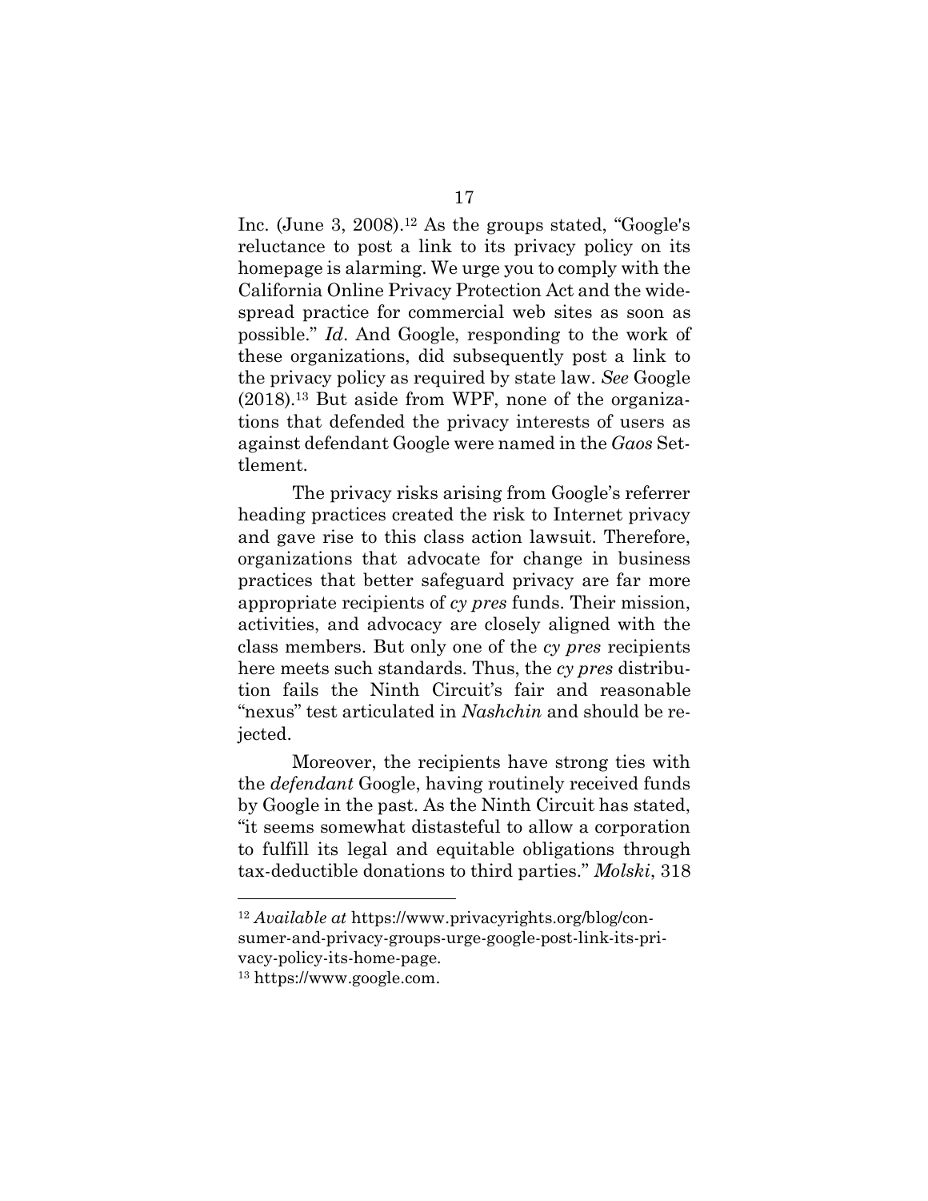Inc. (June 3, 2008).[12] As the groups stated, "Google's reluctance to post a link to its privacy policy on its homepage is alarming. We urge you to comply with the California Online Privacy Protection Act and the widespread practice for commercial web sites as soon as possible." *Id*. And Google, responding to the work of these organizations, did subsequently post a link to the privacy policy as required by state law. *See* Google (2018).[13] But aside from WPF, none of the organizations that defended the privacy interests of users as against defendant Google were named in the *Gaos* Settlement.

The privacy risks arising from Google's referrer heading practices created the risk to Internet privacy and gave rise to this class action lawsuit. Therefore, organizations that advocate for change in business practices that better safeguard privacy are far more appropriate recipients of *cy pres* funds. Their mission, activities, and advocacy are closely aligned with the class members. But only one of the *cy pres* recipients here meets such standards. Thus, the *cy pres* distribution fails the Ninth Circuit's fair and reasonable "nexus" test articulated in *Nashchin* and should be rejected.

Moreover, the recipients have strong ties with the *defendant* Google, having routinely received funds by Google in the past. As the Ninth Circuit has stated, "it seems somewhat distasteful to allow a corporation to fulfill its legal and equitable obligations through tax-deductible donations to third parties." *Molski*, 318

---

[12] *Available at* https://www.privacyrights.org/blog/consumer-and-privacy-groups-urge-google-post-link-its-privacy-policy-its-home-page.

[13] https://www.google.com.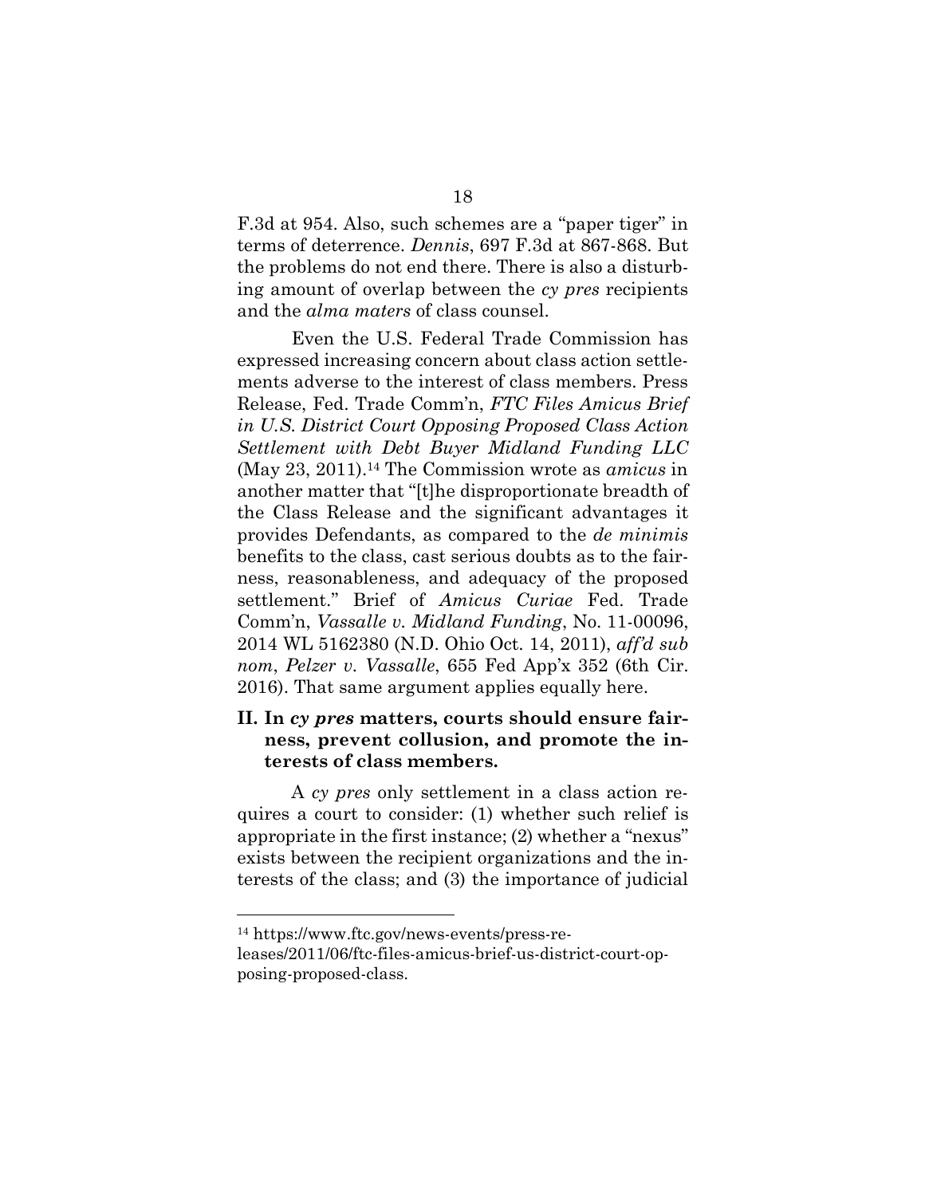F.3d at 954. Also, such schemes are a "paper tiger" in terms of deterrence. *Dennis*, 697 F.3d at 867-868. But the problems do not end there. There is also a disturbing amount of overlap between the *cy pres* recipients and the *alma maters* of class counsel.

Even the U.S. Federal Trade Commission has expressed increasing concern about class action settlements adverse to the interest of class members. Press Release, Fed. Trade Comm'n, *FTC Files Amicus Brief in U.S. District Court Opposing Proposed Class Action Settlement with Debt Buyer Midland Funding LLC* (May 23, 2011).[14] The Commission wrote as *amicus* in another matter that "[t]he disproportionate breadth of the Class Release and the significant advantages it provides Defendants, as compared to the *de minimis* benefits to the class, cast serious doubts as to the fairness, reasonableness, and adequacy of the proposed settlement." Brief of *Amicus Curiae* Fed. Trade Comm'n, *Vassalle v. Midland Funding*, No. 11-00096, 2014 WL 5162380 (N.D. Ohio Oct. 14, 2011), *aff'd sub nom*, *Pelzer v. Vassalle*, 655 Fed App'x 352 (6th Cir. 2016). That same argument applies equally here.

## II. In *cy pres* matters, courts should ensure fairness, prevent collusion, and promote the interests of class members.

A *cy pres* only settlement in a class action requires a court to consider: (1) whether such relief is appropriate in the first instance; (2) whether a "nexus" exists between the recipient organizations and the interests of the class; and (3) the importance of judicial

[14] https://www.ftc.gov/news-events/press-releases/2011/06/ftc-files-amicus-brief-us-district-court-opposing-proposed-class.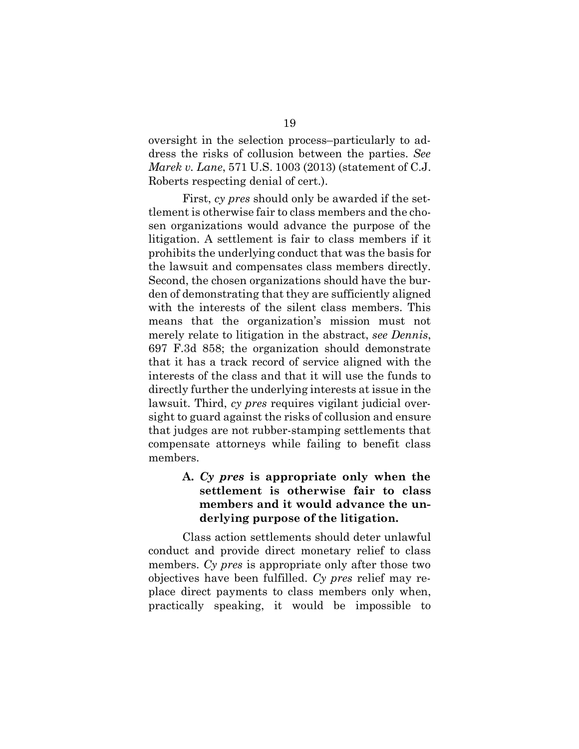oversight in the selection process–particularly to address the risks of collusion between the parties. *See Marek v. Lane*, 571 U.S. 1003 (2013) (statement of C.J. Roberts respecting denial of cert.).

First, *cy pres* should only be awarded if the settlement is otherwise fair to class members and the chosen organizations would advance the purpose of the litigation. A settlement is fair to class members if it prohibits the underlying conduct that was the basis for the lawsuit and compensates class members directly. Second, the chosen organizations should have the burden of demonstrating that they are sufficiently aligned with the interests of the silent class members. This means that the organization's mission must not merely relate to litigation in the abstract, *see Dennis*, 697 F.3d 858; the organization should demonstrate that it has a track record of service aligned with the interests of the class and that it will use the funds to directly further the underlying interests at issue in the lawsuit. Third, *cy pres* requires vigilant judicial oversight to guard against the risks of collusion and ensure that judges are not rubber-stamping settlements that compensate attorneys while failing to benefit class members.

### A. *Cy pres* is appropriate only when the settlement is otherwise fair to class members and it would advance the underlying purpose of the litigation.

Class action settlements should deter unlawful conduct and provide direct monetary relief to class members. *Cy pres* is appropriate only after those two objectives have been fulfilled. *Cy pres* relief may replace direct payments to class members only when, practically speaking, it would be impossible to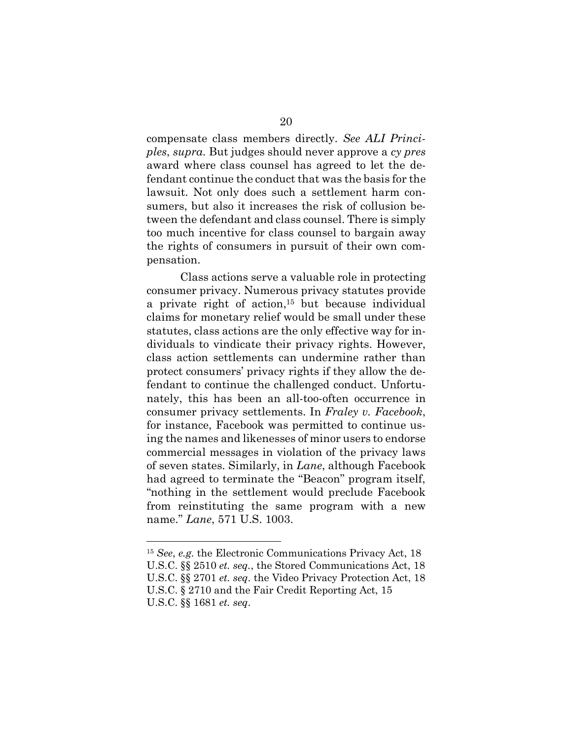compensate class members directly. *See ALI Principles*, *supra*. But judges should never approve a *cy pres* award where class counsel has agreed to let the defendant continue the conduct that was the basis for the lawsuit. Not only does such a settlement harm consumers, but also it increases the risk of collusion between the defendant and class counsel. There is simply too much incentive for class counsel to bargain away the rights of consumers in pursuit of their own compensation.

Class actions serve a valuable role in protecting consumer privacy. Numerous privacy statutes provide a private right of action,[15] but because individual claims for monetary relief would be small under these statutes, class actions are the only effective way for individuals to vindicate their privacy rights. However, class action settlements can undermine rather than protect consumers' privacy rights if they allow the defendant to continue the challenged conduct. Unfortunately, this has been an all-too-often occurrence in consumer privacy settlements. In *Fraley v. Facebook*, for instance, Facebook was permitted to continue using the names and likenesses of minor users to endorse commercial messages in violation of the privacy laws of seven states. Similarly, in *Lane*, although Facebook had agreed to terminate the "Beacon" program itself, "nothing in the settlement would preclude Facebook from reinstituting the same program with a new name." *Lane*, 571 U.S. 1003.

---

[15] *See*, *e.g.* the Electronic Communications Privacy Act, 18 U.S.C. §§ 2510 *et. seq.*, the Stored Communications Act, 18 U.S.C. §§ 2701 *et. seq.* the Video Privacy Protection Act, 18 U.S.C. § 2710 and the Fair Credit Reporting Act, 15 U.S.C. §§ 1681 *et. seq.*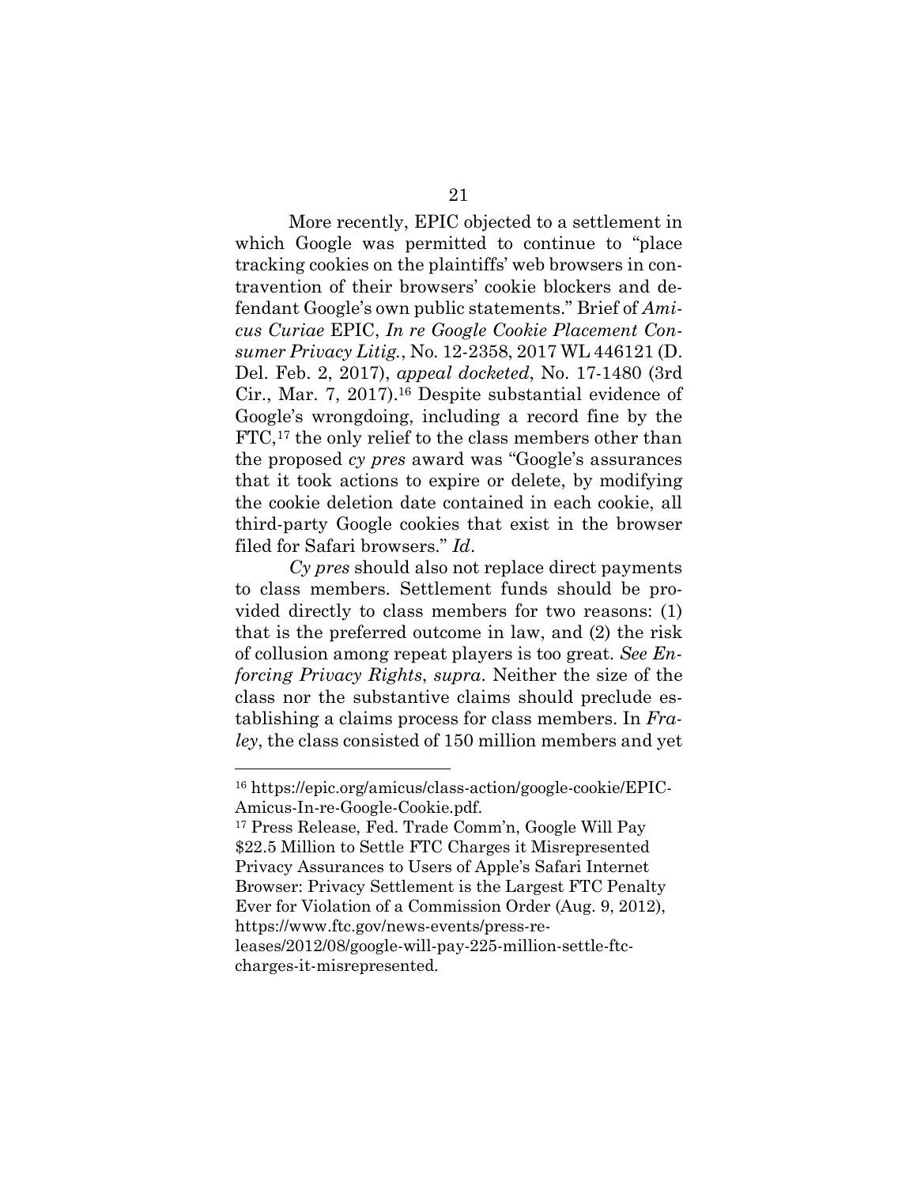More recently, EPIC objected to a settlement in which Google was permitted to continue to "place tracking cookies on the plaintiffs' web browsers in contravention of their browsers' cookie blockers and defendant Google's own public statements." Brief of *Amicus Curiae* EPIC, *In re Google Cookie Placement Consumer Privacy Litig.*, No. 12-2358, 2017 WL 446121 (D. Del. Feb. 2, 2017), *appeal docketed*, No. 17-1480 (3rd Cir., Mar. 7, 2017).[16] Despite substantial evidence of Google's wrongdoing, including a record fine by the FTC,[17] the only relief to the class members other than the proposed *cy pres* award was "Google's assurances that it took actions to expire or delete, by modifying the cookie deletion date contained in each cookie, all third-party Google cookies that exist in the browser filed for Safari browsers." *Id*.

*Cy pres* should also not replace direct payments to class members. Settlement funds should be provided directly to class members for two reasons: (1) that is the preferred outcome in law, and (2) the risk of collusion among repeat players is too great. *See Enforcing Privacy Rights*, *supra*. Neither the size of the class nor the substantive claims should preclude establishing a claims process for class members. In *Fraley*, the class consisted of 150 million members and yet

---

[16] https://epic.org/amicus/class-action/google-cookie/EPIC-Amicus-In-re-Google-Cookie.pdf.

[17] Press Release, Fed. Trade Comm'n, Google Will Pay $22.5 Million to Settle FTC Charges it Misrepresented Privacy Assurances to Users of Apple's Safari Internet Browser: Privacy Settlement is the Largest FTC Penalty Ever for Violation of a Commission Order (Aug. 9, 2012), https://www.ftc.gov/news-events/press-releases/2012/08/google-will-pay-225-million-settle-ftc-charges-it-misrepresented.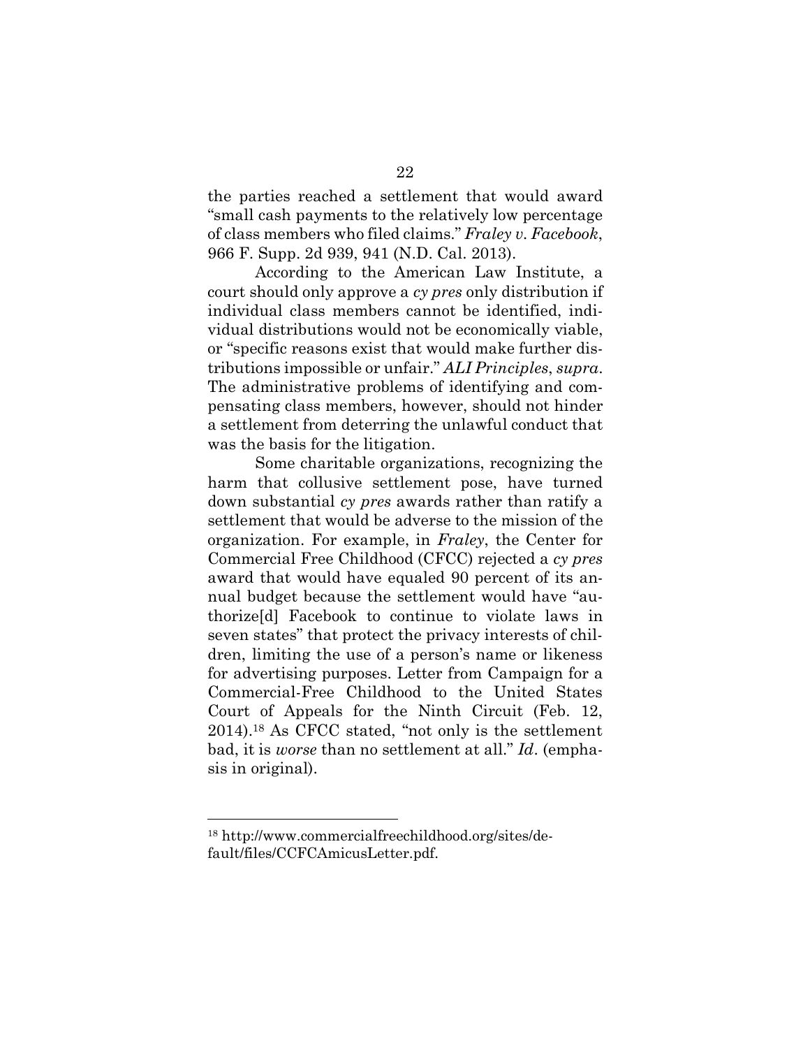the parties reached a settlement that would award "small cash payments to the relatively low percentage of class members who filed claims." *Fraley v. Facebook*, 966 F. Supp. 2d 939, 941 (N.D. Cal. 2013).

According to the American Law Institute, a court should only approve a *cy pres* only distribution if individual class members cannot be identified, individual distributions would not be economically viable, or "specific reasons exist that would make further distributions impossible or unfair." *ALI Principles*, *supra*. The administrative problems of identifying and compensating class members, however, should not hinder a settlement from deterring the unlawful conduct that was the basis for the litigation.

Some charitable organizations, recognizing the harm that collusive settlement pose, have turned down substantial *cy pres* awards rather than ratify a settlement that would be adverse to the mission of the organization. For example, in *Fraley*, the Center for Commercial Free Childhood (CFCC) rejected a *cy pres* award that would have equaled 90 percent of its annual budget because the settlement would have "authorize[d] Facebook to continue to violate laws in seven states" that protect the privacy interests of children, limiting the use of a person's name or likeness for advertising purposes. Letter from Campaign for a Commercial-Free Childhood to the United States Court of Appeals for the Ninth Circuit (Feb. 12, 2014).[18] As CFCC stated, "not only is the settlement bad, it is *worse* than no settlement at all." *Id*. (emphasis in original).

---

[18] http://www.commercialfreechildhood.org/sites/default/files/CCFCAmicusLetter.pdf.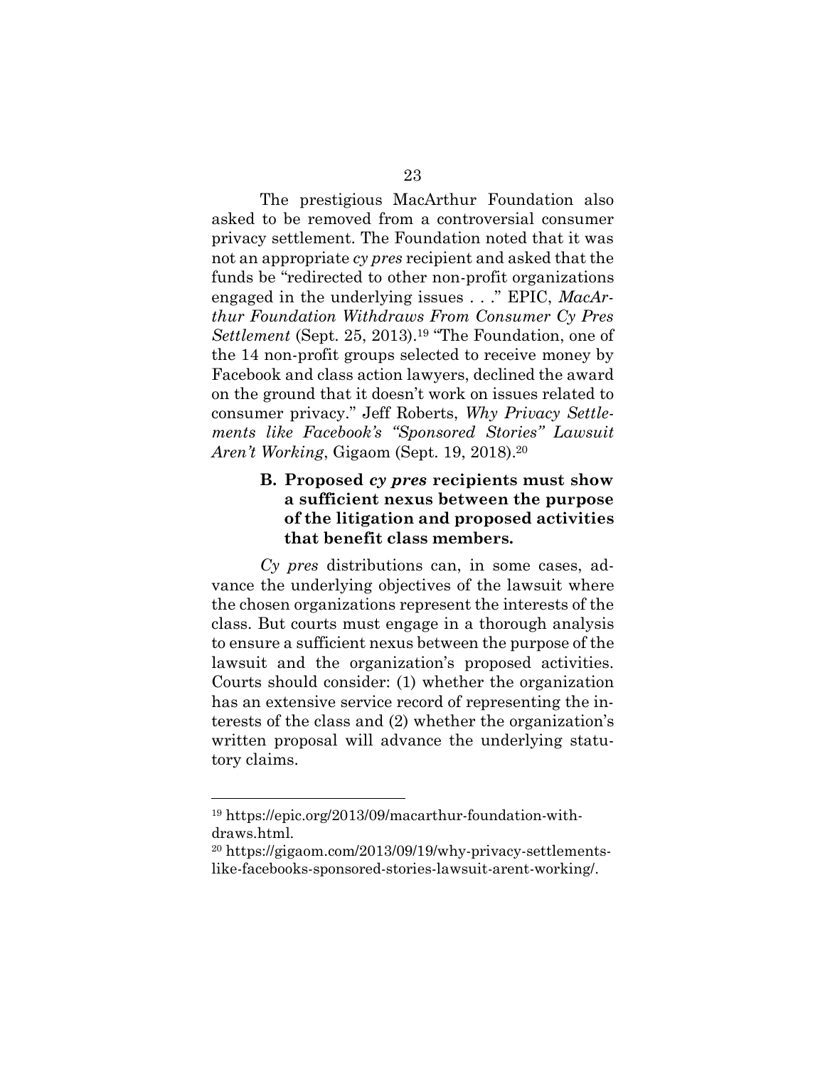The prestigious MacArthur Foundation also asked to be removed from a controversial consumer privacy settlement. The Foundation noted that it was not an appropriate *cy pres* recipient and asked that the funds be "redirected to other non-profit organizations engaged in the underlying issues . . ." EPIC, *MacArthur Foundation Withdraws From Consumer Cy Pres Settlement* (Sept. 25, 2013).[19] "The Foundation, one of the 14 non-profit groups selected to receive money by Facebook and class action lawyers, declined the award on the ground that it doesn't work on issues related to consumer privacy." Jeff Roberts, *Why Privacy Settlements like Facebook's "Sponsored Stories" Lawsuit Aren't Working*, Gigaom (Sept. 19, 2018).[20]

### B. Proposed *cy pres* recipients must show a sufficient nexus between the purpose of the litigation and proposed activities that benefit class members.

*Cy pres* distributions can, in some cases, advance the underlying objectives of the lawsuit where the chosen organizations represent the interests of the class. But courts must engage in a thorough analysis to ensure a sufficient nexus between the purpose of the lawsuit and the organization's proposed activities. Courts should consider: (1) whether the organization has an extensive service record of representing the interests of the class and (2) whether the organization's written proposal will advance the underlying statutory claims.

---

[19] https://epic.org/2013/09/macarthur-foundation-withdraws.html.

[20] https://gigaom.com/2013/09/19/why-privacy-settlements-like-facebooks-sponsored-stories-lawsuit-arent-working/.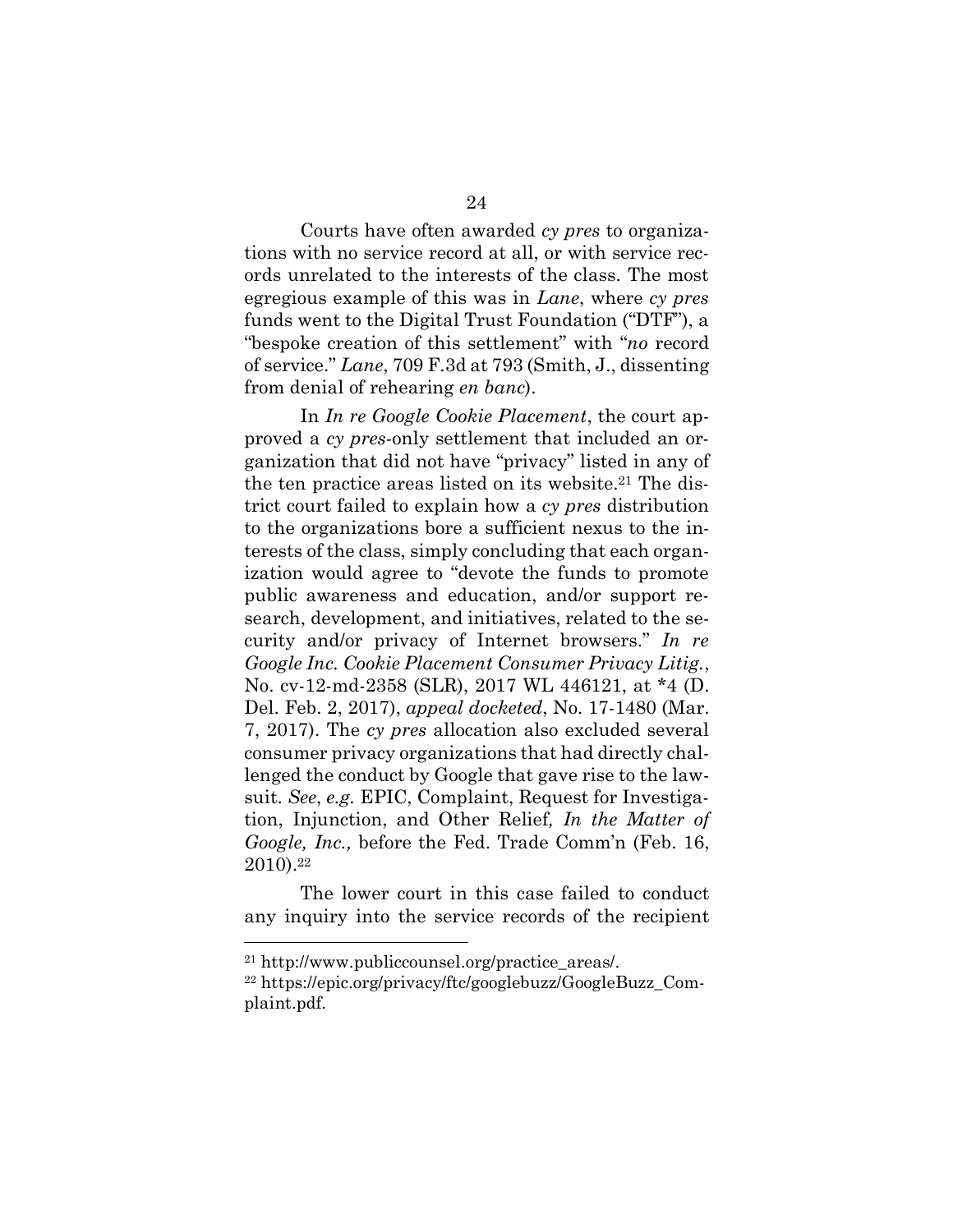Courts have often awarded *cy pres* to organizations with no service record at all, or with service records unrelated to the interests of the class. The most egregious example of this was in *Lane*, where *cy pres* funds went to the Digital Trust Foundation ("DTF"), a "bespoke creation of this settlement" with "*no* record of service." *Lane*, 709 F.3d at 793 (Smith, J., dissenting from denial of rehearing *en banc*).

In *In re Google Cookie Placement*, the court approved a *cy pres*-only settlement that included an organization that did not have "privacy" listed in any of the ten practice areas listed on its website.[21] The district court failed to explain how a *cy pres* distribution to the organizations bore a sufficient nexus to the interests of the class, simply concluding that each organization would agree to "devote the funds to promote public awareness and education, and/or support research, development, and initiatives, related to the security and/or privacy of Internet browsers." *In re Google Inc. Cookie Placement Consumer Privacy Litig.*, No. cv-12-md-2358 (SLR), 2017 WL 446121, at *4 (D. Del. Feb. 2, 2017), *appeal docketed*, No. 17-1480 (Mar. 7, 2017). The *cy pres* allocation also excluded several consumer privacy organizations that had directly challenged the conduct by Google that gave rise to the lawsuit. *See*, *e.g.* EPIC, Complaint, Request for Investigation, Injunction, and Other Relief, *In the Matter of Google, Inc.,* before the Fed. Trade Comm'n (Feb. 16, 2010).[22]

The lower court in this case failed to conduct any inquiry into the service records of the recipient

---

[21] http://www.publiccounsel.org/practice_areas/.

[22] https://epic.org/privacy/ftc/googlebuzz/GoogleBuzz_Complaint.pdf.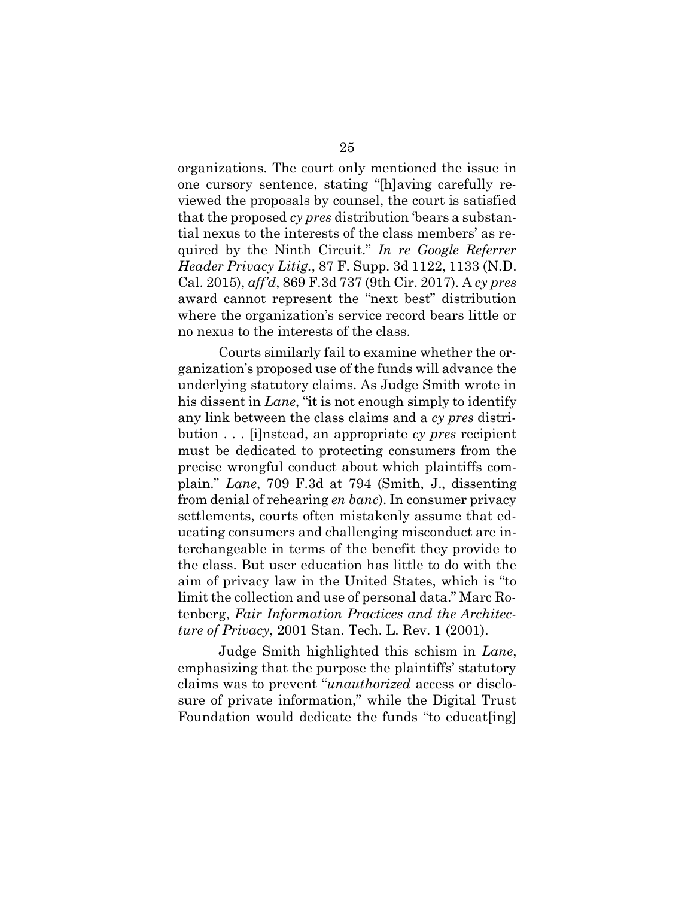organizations. The court only mentioned the issue in one cursory sentence, stating "[h]aving carefully reviewed the proposals by counsel, the court is satisfied that the proposed *cy pres* distribution 'bears a substantial nexus to the interests of the class members' as required by the Ninth Circuit." *In re Google Referrer Header Privacy Litig.*, 87 F. Supp. 3d 1122, 1133 (N.D. Cal. 2015), *aff'd*, 869 F.3d 737 (9th Cir. 2017). A *cy pres* award cannot represent the "next best" distribution where the organization's service record bears little or no nexus to the interests of the class.

Courts similarly fail to examine whether the organization's proposed use of the funds will advance the underlying statutory claims. As Judge Smith wrote in his dissent in *Lane*, "it is not enough simply to identify any link between the class claims and a *cy pres* distribution . . . [i]nstead, an appropriate *cy pres* recipient must be dedicated to protecting consumers from the precise wrongful conduct about which plaintiffs complain." *Lane*, 709 F.3d at 794 (Smith, J., dissenting from denial of rehearing *en banc*). In consumer privacy settlements, courts often mistakenly assume that educating consumers and challenging misconduct are interchangeable in terms of the benefit they provide to the class. But user education has little to do with the aim of privacy law in the United States, which is "to limit the collection and use of personal data." Marc Rotenberg, *Fair Information Practices and the Architecture of Privacy*, 2001 Stan. Tech. L. Rev. 1 (2001).

Judge Smith highlighted this schism in *Lane*, emphasizing that the purpose the plaintiffs' statutory claims was to prevent "*unauthorized* access or disclosure of private information," while the Digital Trust Foundation would dedicate the funds "to educat[ing]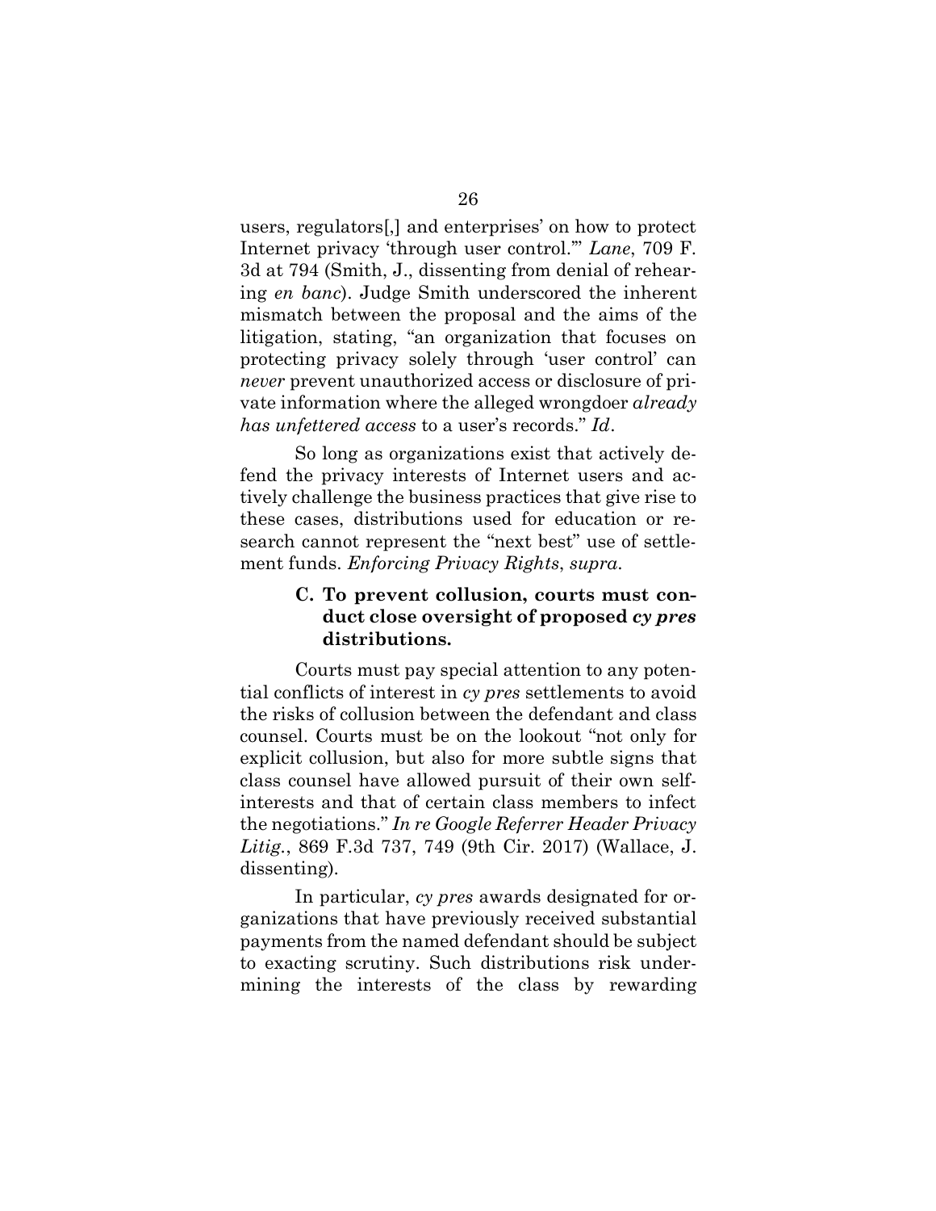users, regulators[,] and enterprises' on how to protect Internet privacy 'through user control.'" *Lane*, 709 F. 3d at 794 (Smith, J., dissenting from denial of rehearing *en banc*). Judge Smith underscored the inherent mismatch between the proposal and the aims of the litigation, stating, "an organization that focuses on protecting privacy solely through 'user control' can *never* prevent unauthorized access or disclosure of private information where the alleged wrongdoer *already has unfettered access* to a user's records." *Id*.

So long as organizations exist that actively defend the privacy interests of Internet users and actively challenge the business practices that give rise to these cases, distributions used for education or research cannot represent the "next best" use of settlement funds. *Enforcing Privacy Rights*, *supra*.

### C. To prevent collusion, courts must conduct close oversight of proposed *cy pres* distributions.

Courts must pay special attention to any potential conflicts of interest in *cy pres* settlements to avoid the risks of collusion between the defendant and class counsel. Courts must be on the lookout "not only for explicit collusion, but also for more subtle signs that class counsel have allowed pursuit of their own self-interests and that of certain class members to infect the negotiations." *In re Google Referrer Header Privacy Litig.*, 869 F.3d 737, 749 (9th Cir. 2017) (Wallace, J. dissenting).

In particular, *cy pres* awards designated for organizations that have previously received substantial payments from the named defendant should be subject to exacting scrutiny. Such distributions risk undermining the interests of the class by rewarding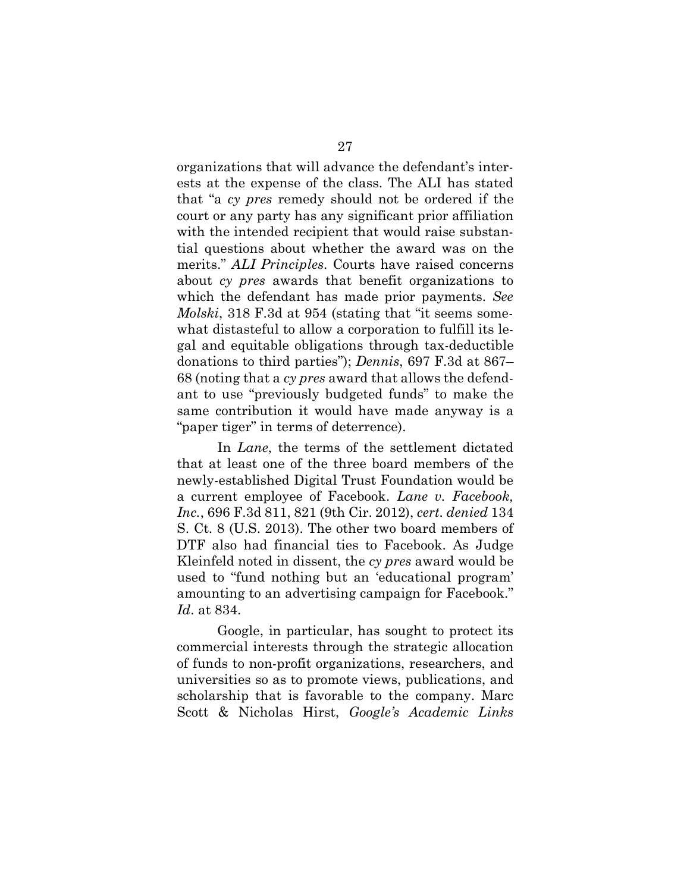organizations that will advance the defendant's interests at the expense of the class. The ALI has stated that "a *cy pres* remedy should not be ordered if the court or any party has any significant prior affiliation with the intended recipient that would raise substantial questions about whether the award was on the merits." *ALI Principles*. Courts have raised concerns about *cy pres* awards that benefit organizations to which the defendant has made prior payments. *See Molski*, 318 F.3d at 954 (stating that "it seems somewhat distasteful to allow a corporation to fulfill its legal and equitable obligations through tax-deductible donations to third parties"); *Dennis*, 697 F.3d at 867–68 (noting that a *cy pres* award that allows the defendant to use "previously budgeted funds" to make the same contribution it would have made anyway is a "paper tiger" in terms of deterrence).

In *Lane*, the terms of the settlement dictated that at least one of the three board members of the newly-established Digital Trust Foundation would be a current employee of Facebook. *Lane v. Facebook, Inc.*, 696 F.3d 811, 821 (9th Cir. 2012), *cert. denied* 134 S. Ct. 8 (U.S. 2013). The other two board members of DTF also had financial ties to Facebook. As Judge Kleinfeld noted in dissent, the *cy pres* award would be used to "fund nothing but an 'educational program' amounting to an advertising campaign for Facebook." *Id*. at 834.

Google, in particular, has sought to protect its commercial interests through the strategic allocation of funds to non-profit organizations, researchers, and universities so as to promote views, publications, and scholarship that is favorable to the company. Marc Scott & Nicholas Hirst, *Google's Academic Links*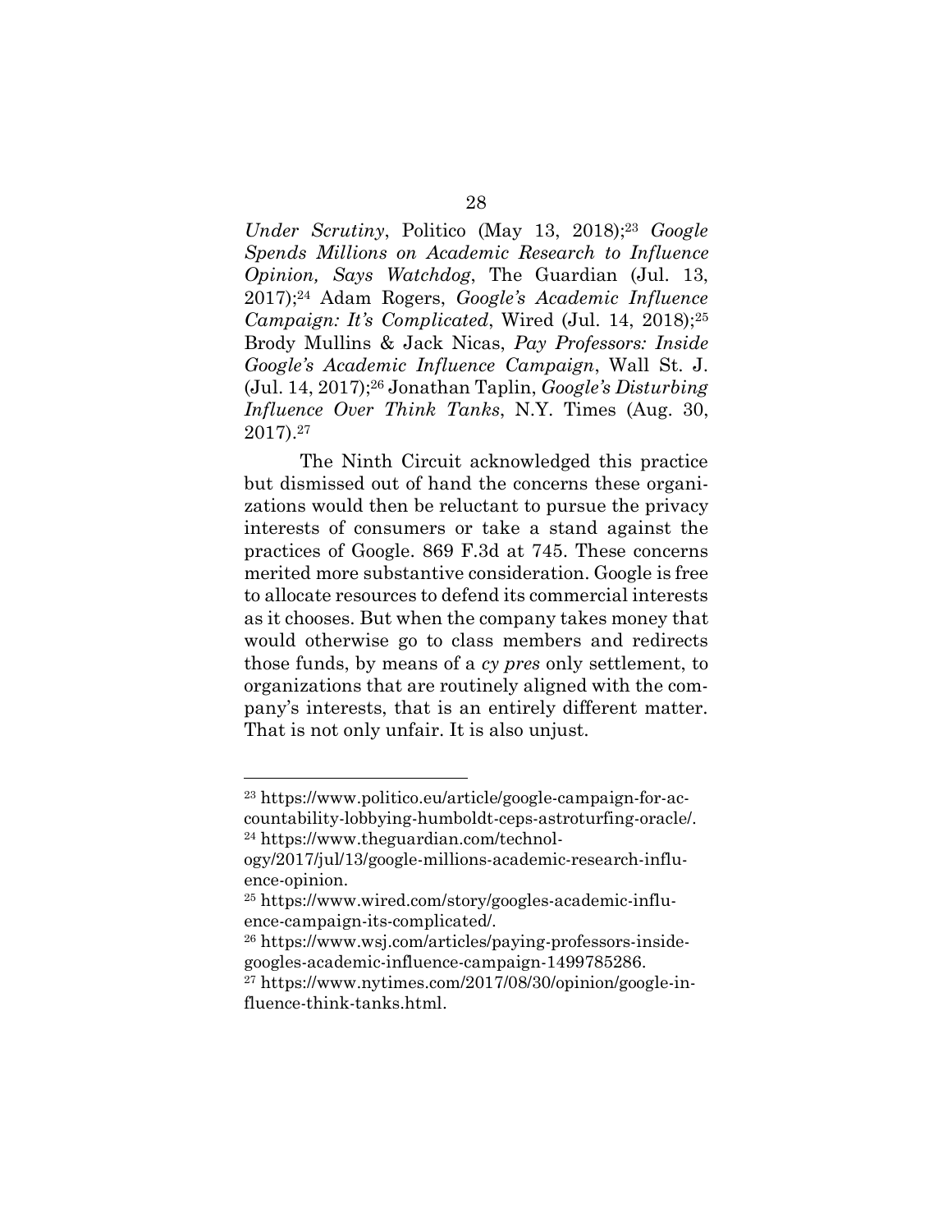*Under Scrutiny*, Politico (May 13, 2018);[23] *Google Spends Millions on Academic Research to Influence Opinion, Says Watchdog*, The Guardian (Jul. 13, 2017);[24] Adam Rogers, *Google's Academic Influence Campaign: It's Complicated*, Wired (Jul. 14, 2018);[25] Brody Mullins & Jack Nicas, *Pay Professors: Inside Google's Academic Influence Campaign*, Wall St. J. (Jul. 14, 2017);[26] Jonathan Taplin, *Google's Disturbing Influence Over Think Tanks*, N.Y. Times (Aug. 30, 2017).[27]

The Ninth Circuit acknowledged this practice but dismissed out of hand the concerns these organizations would then be reluctant to pursue the privacy interests of consumers or take a stand against the practices of Google. 869 F.3d at 745. These concerns merited more substantive consideration. Google is free to allocate resources to defend its commercial interests as it chooses. But when the company takes money that would otherwise go to class members and redirects those funds, by means of a *cy pres* only settlement, to organizations that are routinely aligned with the company's interests, that is an entirely different matter. That is not only unfair. It is also unjust.

---

[23] https://www.politico.eu/article/google-campaign-for-accountability-lobbying-humboldt-ceps-astroturfing-oracle/.

[24] https://www.theguardian.com/technology/2017/jul/13/google-millions-academic-research-influence-opinion.

[25] https://www.wired.com/story/googles-academic-influence-campaign-its-complicated/.

[26] https://www.wsj.com/articles/paying-professors-inside-googles-academic-influence-campaign-1499785286.

[27] https://www.nytimes.com/2017/08/30/opinion/google-influence-think-tanks.html.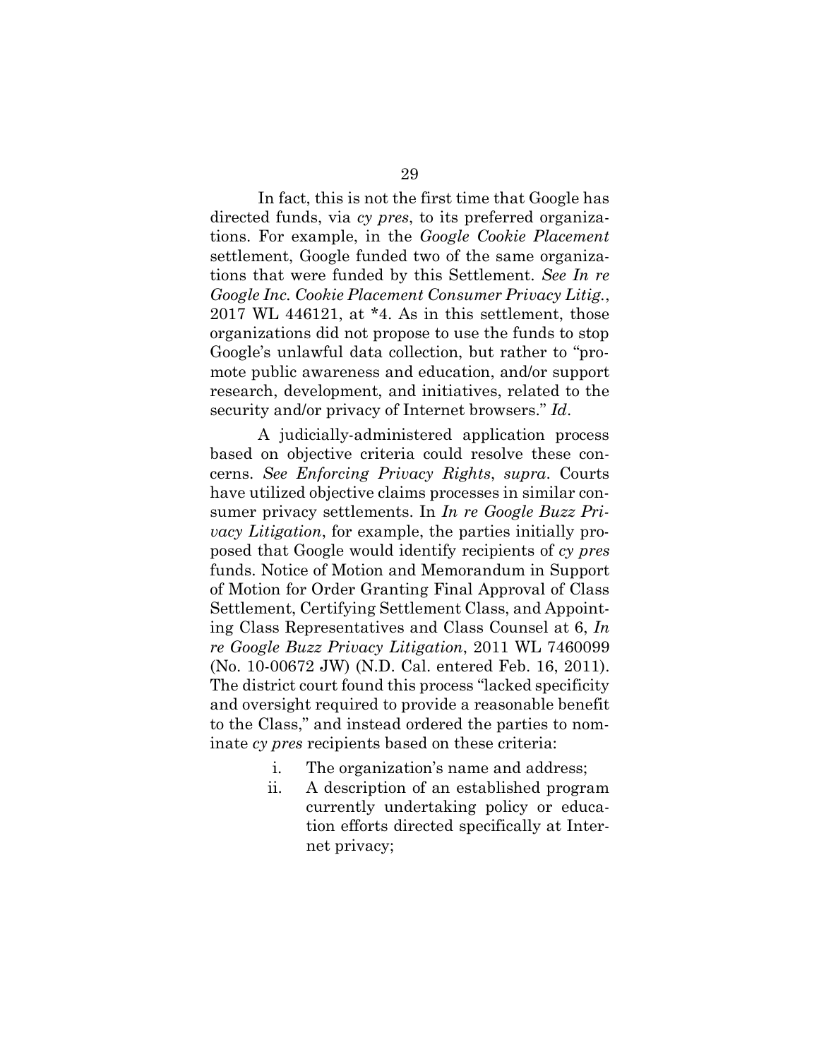In fact, this is not the first time that Google has directed funds, via *cy pres*, to its preferred organizations. For example, in the *Google Cookie Placement* settlement, Google funded two of the same organizations that were funded by this Settlement. *See In re Google Inc. Cookie Placement Consumer Privacy Litig.*, 2017 WL 446121, at *4. As in this settlement, those organizations did not propose to use the funds to stop Google's unlawful data collection, but rather to "promote public awareness and education, and/or support research, development, and initiatives, related to the security and/or privacy of Internet browsers." *Id*.

A judicially-administered application process based on objective criteria could resolve these concerns. *See Enforcing Privacy Rights*, *supra*. Courts have utilized objective claims processes in similar consumer privacy settlements. In *In re Google Buzz Privacy Litigation*, for example, the parties initially proposed that Google would identify recipients of *cy pres* funds. Notice of Motion and Memorandum in Support of Motion for Order Granting Final Approval of Class Settlement, Certifying Settlement Class, and Appointing Class Representatives and Class Counsel at 6, *In re Google Buzz Privacy Litigation*, 2011 WL 7460099 (No. 10-00672 JW) (N.D. Cal. entered Feb. 16, 2011). The district court found this process "lacked specificity and oversight required to provide a reasonable benefit to the Class," and instead ordered the parties to nominate *cy pres* recipients based on these criteria:

i. The organization's name and address;

ii. A description of an established program currently undertaking policy or education efforts directed specifically at Internet privacy;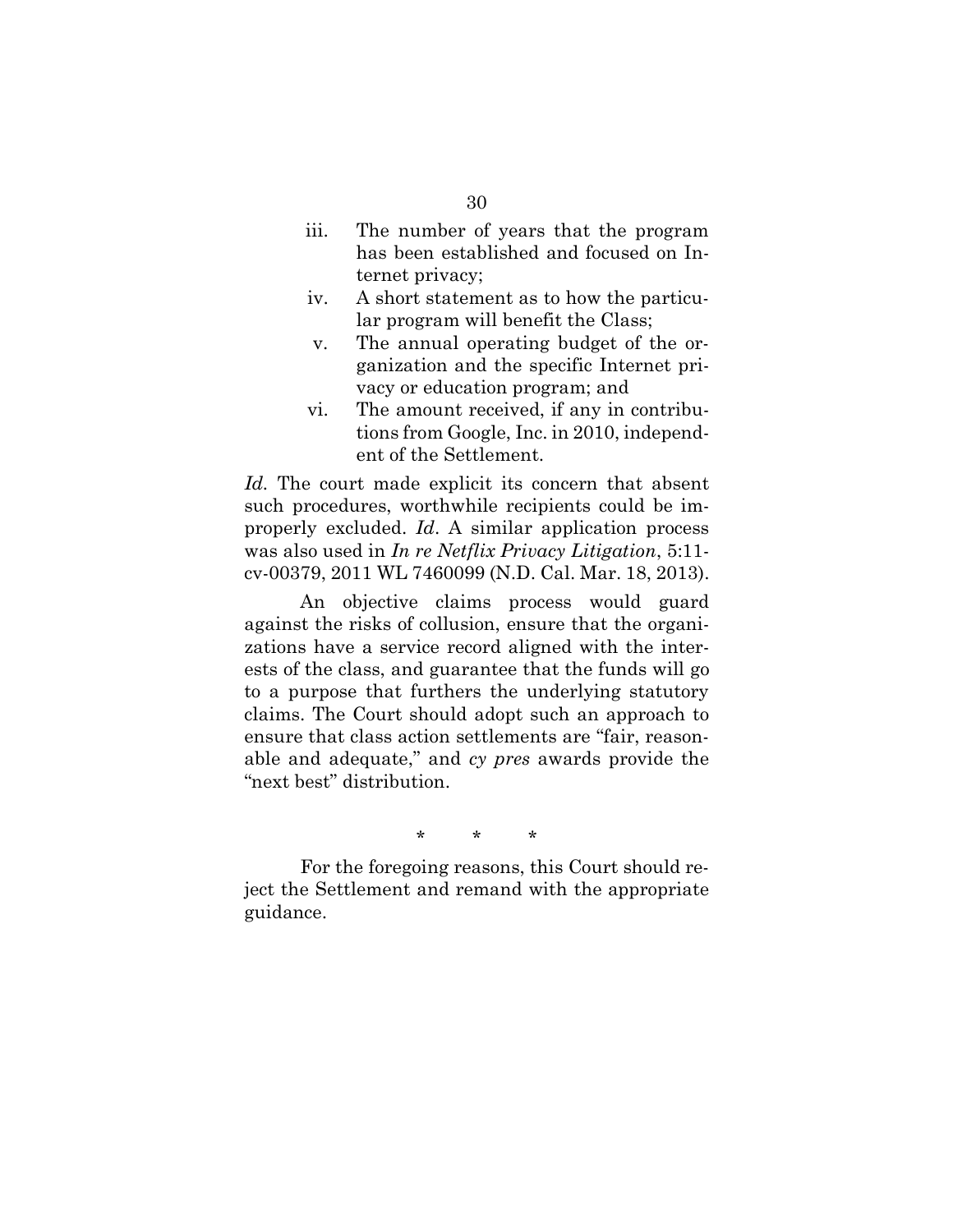iii. The number of years that the program has been established and focused on Internet privacy;

iv. A short statement as to how the particular program will benefit the Class;

v. The annual operating budget of the organization and the specific Internet privacy or education program; and

vi. The amount received, if any in contributions from Google, Inc. in 2010, independent of the Settlement.

*Id.* The court made explicit its concern that absent such procedures, worthwhile recipients could be improperly excluded. *Id*. A similar application process was also used in *In re Netflix Privacy Litigation*, 5:11-cv-00379, 2011 WL 7460099 (N.D. Cal. Mar. 18, 2013).

An objective claims process would guard against the risks of collusion, ensure that the organizations have a service record aligned with the interests of the class, and guarantee that the funds will go to a purpose that furthers the underlying statutory claims. The Court should adopt such an approach to ensure that class action settlements are "fair, reasonable and adequate," and *cy pres* awards provide the "next best" distribution.

\* \* \*

For the foregoing reasons, this Court should reject the Settlement and remand with the appropriate guidance.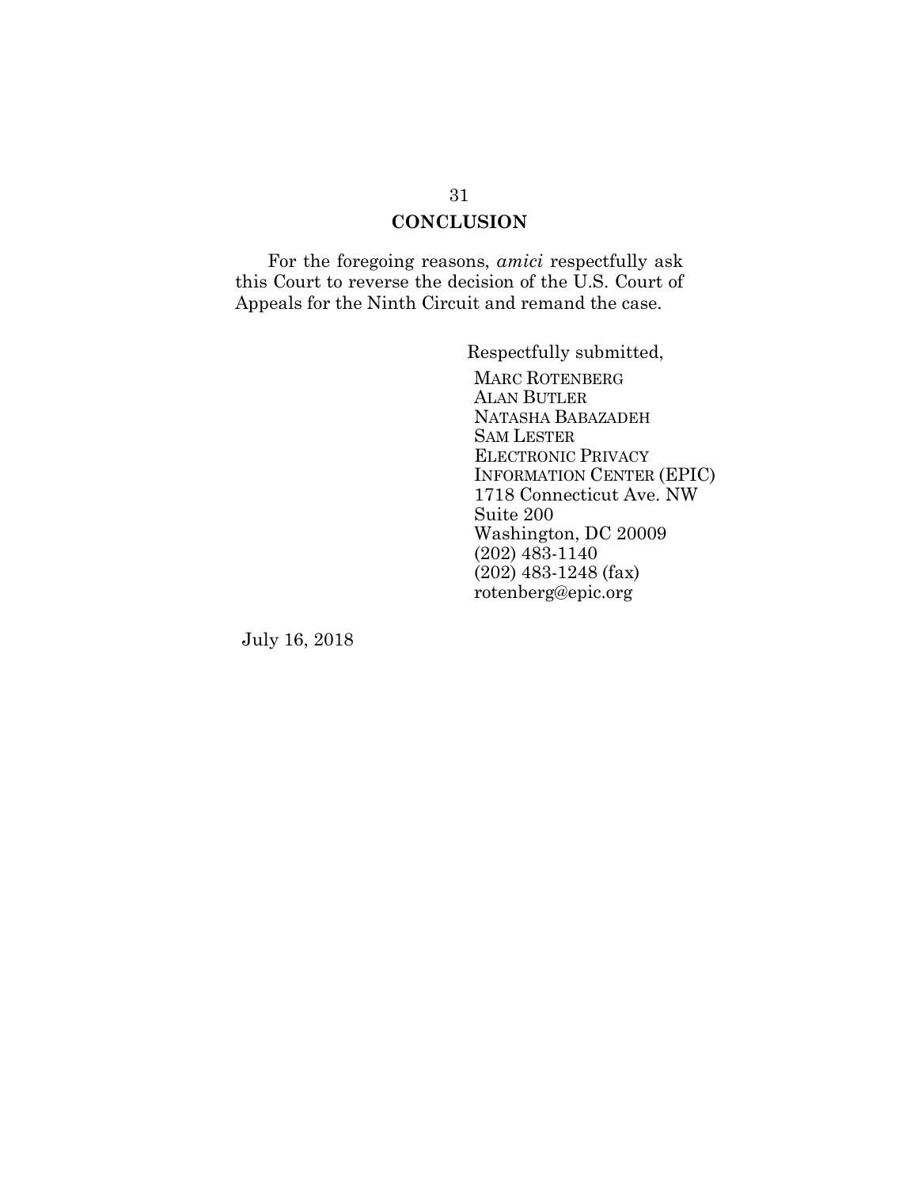## CONCLUSION

For the foregoing reasons, *amici* respectfully ask this Court to reverse the decision of the U.S. Court of Appeals for the Ninth Circuit and remand the case.

Respectfully submitted,

MARC ROTENBERG
ALAN BUTLER
NATASHA BABAZADEH
SAM LESTER
ELECTRONIC PRIVACY
INFORMATION CENTER (EPIC)
1718 Connecticut Ave. NW
Suite 200
Washington, DC 20009
(202) 483-1140
(202) 483-1248 (fax)
rotenberg@epic.org

July 16, 2018